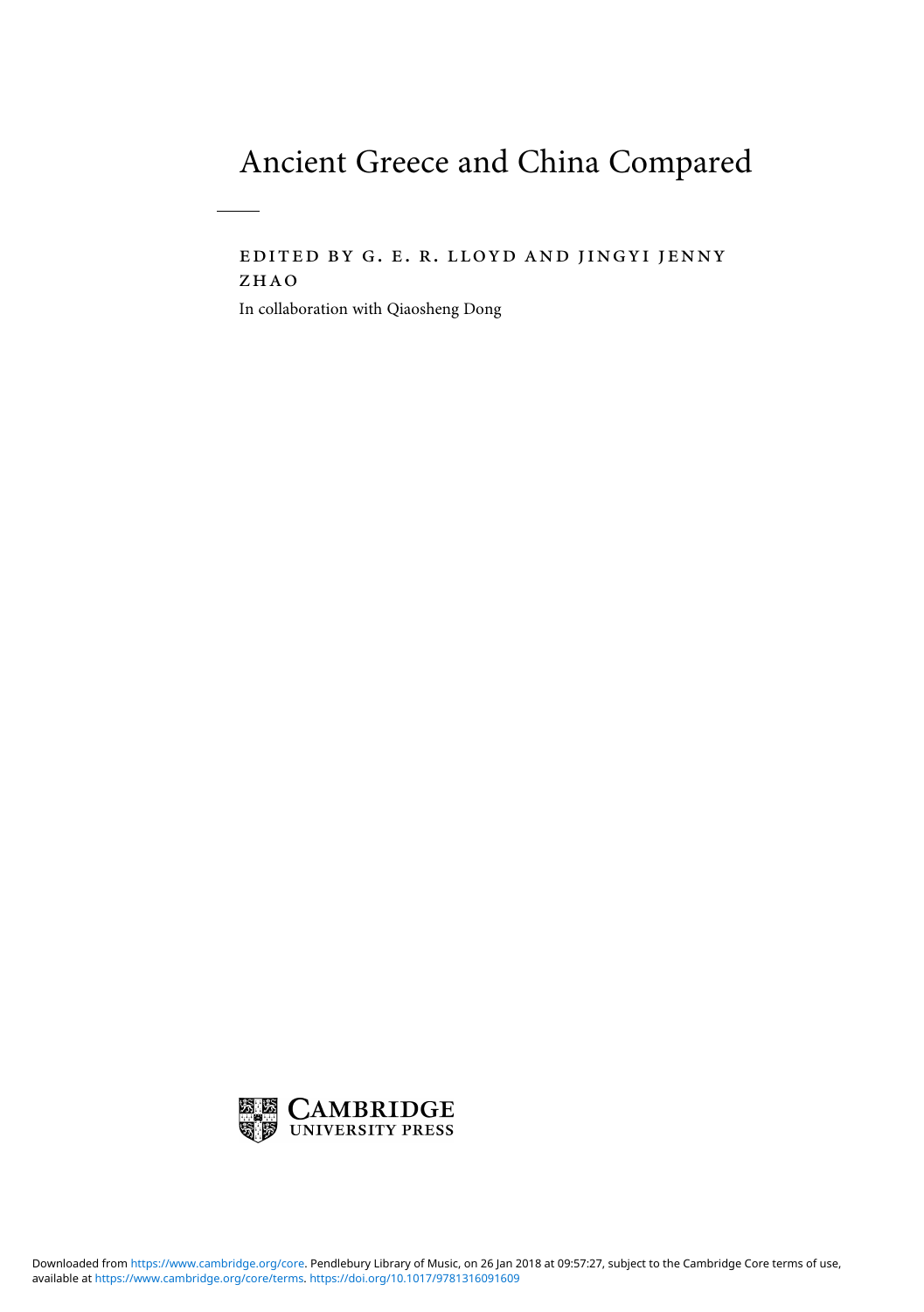# Ancient Greece and China Compared

EDITED BY G. E. R. LLOYD AND JINGYI JENNY ZHAO

In collaboration with Qiaosheng Dong

CAMBRIDGE UNIVERSITY PRESS

Downloaded from https://www.cambridge.org/core. Pendlebury Library of Music, on 26 Jan 2018 at 09:57:27, subject to the Cambridge Core terms of use, available at https://www.cambridge.org/core/terms. https://doi.org/10.1017/9781316091609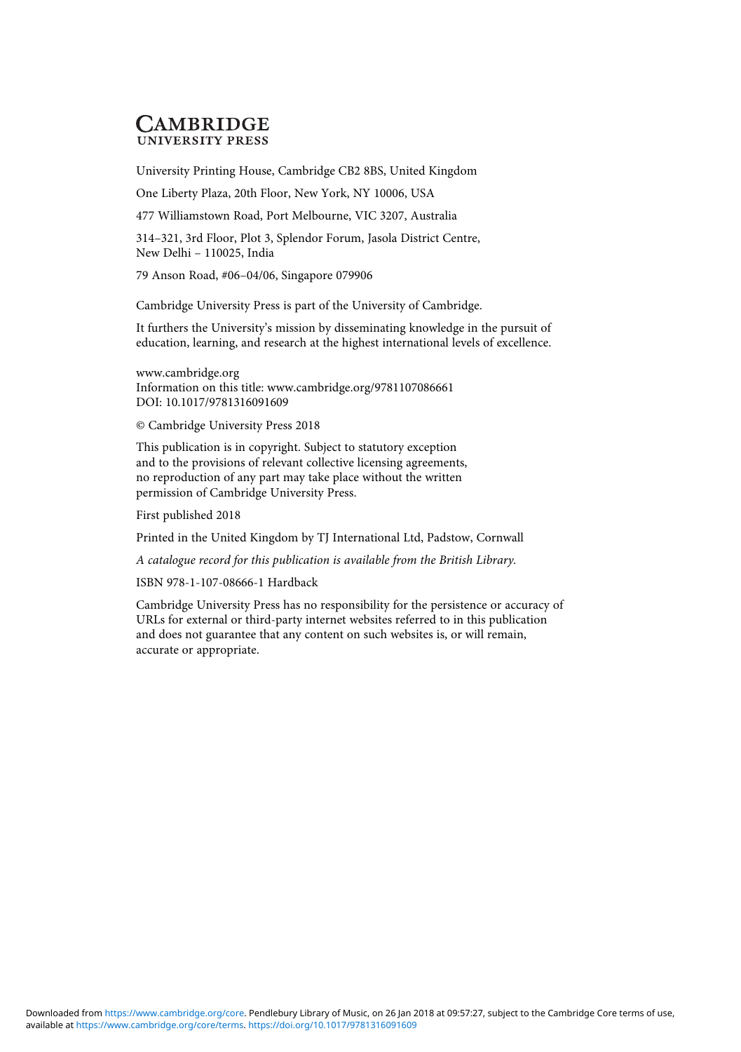**CAMBRIDGE**
**UNIVERSITY PRESS**

University Printing House, Cambridge CB2 8BS, United Kingdom

One Liberty Plaza, 20th Floor, New York, NY 10006, USA

477 Williamstown Road, Port Melbourne, VIC 3207, Australia

314–321, 3rd Floor, Plot 3, Splendor Forum, Jasola District Centre,
New Delhi – 110025, India

79 Anson Road, #06–04/06, Singapore 079906

Cambridge University Press is part of the University of Cambridge.

It furthers the University's mission by disseminating knowledge in the pursuit of education, learning, and research at the highest international levels of excellence.

www.cambridge.org
Information on this title: www.cambridge.org/9781107086661
DOI: 10.1017/9781316091609

© Cambridge University Press 2018

This publication is in copyright. Subject to statutory exception and to the provisions of relevant collective licensing agreements, no reproduction of any part may take place without the written permission of Cambridge University Press.

First published 2018

Printed in the United Kingdom by TJ International Ltd, Padstow, Cornwall

*A catalogue record for this publication is available from the British Library.*

ISBN 978-1-107-08666-1 Hardback

Cambridge University Press has no responsibility for the persistence or accuracy of URLs for external or third-party internet websites referred to in this publication and does not guarantee that any content on such websites is, or will remain, accurate or appropriate.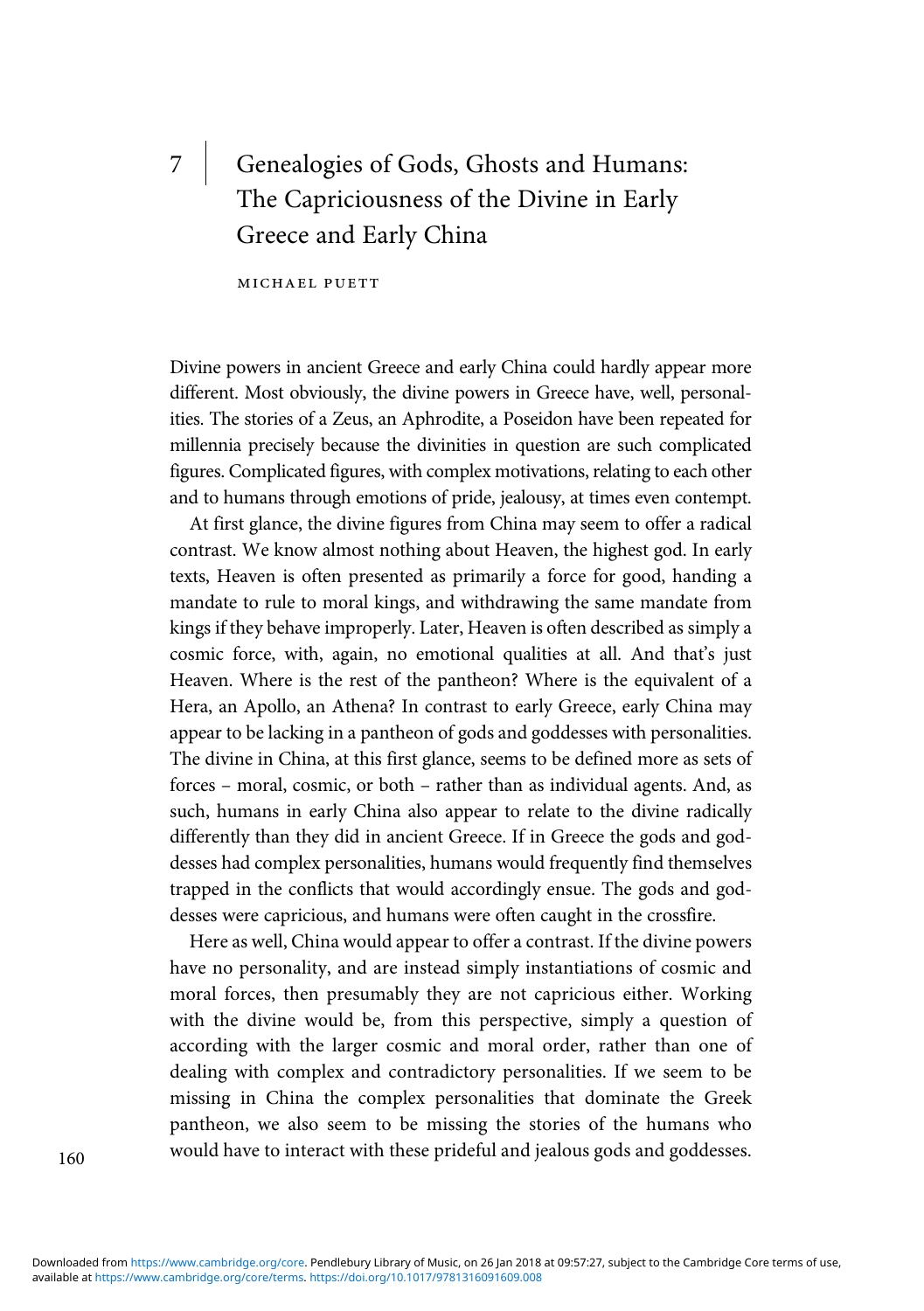# 7 Genealogies of Gods, Ghosts and Humans: The Capriciousness of the Divine in Early Greece and Early China

MICHAEL PUETT

Divine powers in ancient Greece and early China could hardly appear more different. Most obviously, the divine powers in Greece have, well, personalities. The stories of a Zeus, an Aphrodite, a Poseidon have been repeated for millennia precisely because the divinities in question are such complicated figures. Complicated figures, with complex motivations, relating to each other and to humans through emotions of pride, jealousy, at times even contempt.

At first glance, the divine figures from China may seem to offer a radical contrast. We know almost nothing about Heaven, the highest god. In early texts, Heaven is often presented as primarily a force for good, handing a mandate to rule to moral kings, and withdrawing the same mandate from kings if they behave improperly. Later, Heaven is often described as simply a cosmic force, with, again, no emotional qualities at all. And that's just Heaven. Where is the rest of the pantheon? Where is the equivalent of a Hera, an Apollo, an Athena? In contrast to early Greece, early China may appear to be lacking in a pantheon of gods and goddesses with personalities. The divine in China, at this first glance, seems to be defined more as sets of forces – moral, cosmic, or both – rather than as individual agents. And, as such, humans in early China also appear to relate to the divine radically differently than they did in ancient Greece. If in Greece the gods and goddesses had complex personalities, humans would frequently find themselves trapped in the conflicts that would accordingly ensue. The gods and goddesses were capricious, and humans were often caught in the crossfire.

Here as well, China would appear to offer a contrast. If the divine powers have no personality, and are instead simply instantiations of cosmic and moral forces, then presumably they are not capricious either. Working with the divine would be, from this perspective, simply a question of according with the larger cosmic and moral order, rather than one of dealing with complex and contradictory personalities. If we seem to be missing in China the complex personalities that dominate the Greek pantheon, we also seem to be missing the stories of the humans who would have to interact with these prideful and jealous gods and goddesses.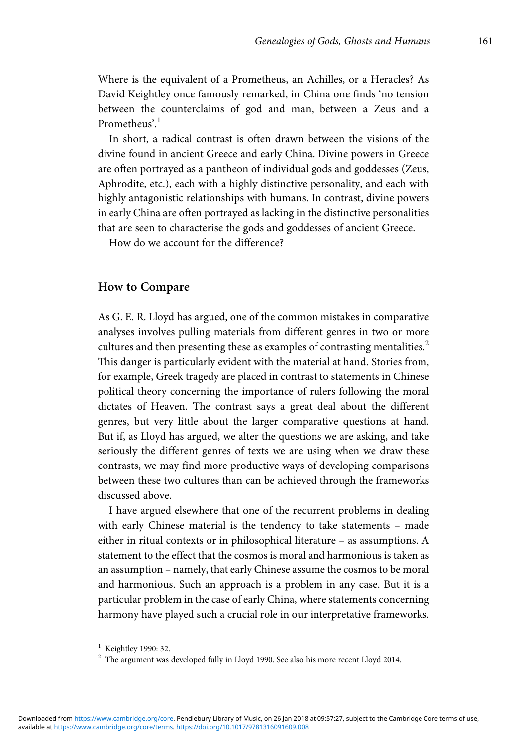Where is the equivalent of a Prometheus, an Achilles, or a Heracles? As David Keightley once famously remarked, in China one finds 'no tension between the counterclaims of god and man, between a Zeus and a Prometheus'.[1]

In short, a radical contrast is often drawn between the visions of the divine found in ancient Greece and early China. Divine powers in Greece are often portrayed as a pantheon of individual gods and goddesses (Zeus, Aphrodite, etc.), each with a highly distinctive personality, and each with highly antagonistic relationships with humans. In contrast, divine powers in early China are often portrayed as lacking in the distinctive personalities that are seen to characterise the gods and goddesses of ancient Greece.

How do we account for the difference?

## How to Compare

As G. E. R. Lloyd has argued, one of the common mistakes in comparative analyses involves pulling materials from different genres in two or more cultures and then presenting these as examples of contrasting mentalities.[2] This danger is particularly evident with the material at hand. Stories from, for example, Greek tragedy are placed in contrast to statements in Chinese political theory concerning the importance of rulers following the moral dictates of Heaven. The contrast says a great deal about the different genres, but very little about the larger comparative questions at hand. But if, as Lloyd has argued, we alter the questions we are asking, and take seriously the different genres of texts we are using when we draw these contrasts, we may find more productive ways of developing comparisons between these two cultures than can be achieved through the frameworks discussed above.

I have argued elsewhere that one of the recurrent problems in dealing with early Chinese material is the tendency to take statements – made either in ritual contexts or in philosophical literature – as assumptions. A statement to the effect that the cosmos is moral and harmonious is taken as an assumption – namely, that early Chinese assume the cosmos to be moral and harmonious. Such an approach is a problem in any case. But it is a particular problem in the case of early China, where statements concerning harmony have played such a crucial role in our interpretative frameworks.

[1] Keightley 1990: 32.

[2] The argument was developed fully in Lloyd 1990. See also his more recent Lloyd 2014.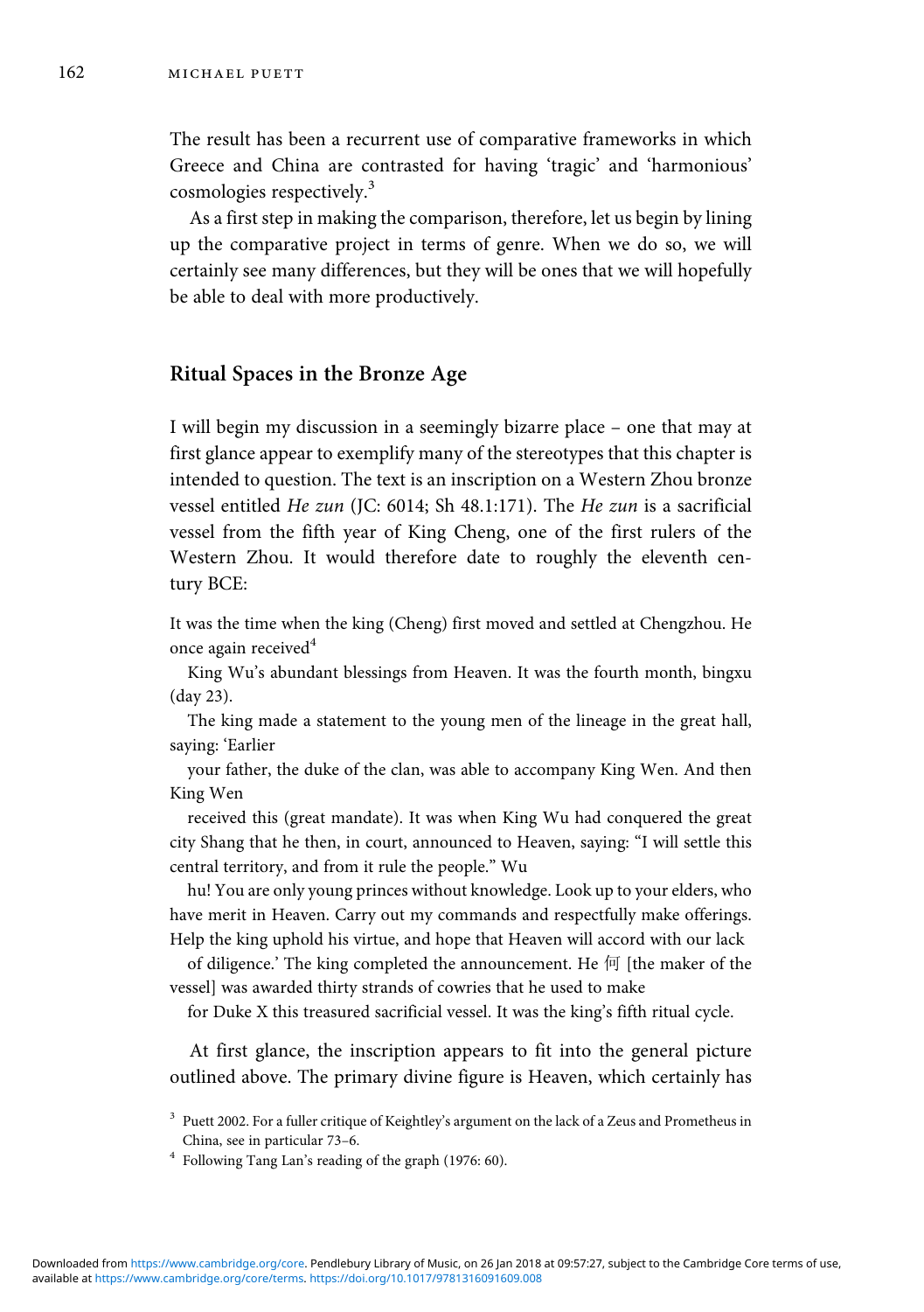The result has been a recurrent use of comparative frameworks in which Greece and China are contrasted for having 'tragic' and 'harmonious' cosmologies respectively.[3]

As a first step in making the comparison, therefore, let us begin by lining up the comparative project in terms of genre. When we do so, we will certainly see many differences, but they will be ones that we will hopefully be able to deal with more productively.

## Ritual Spaces in the Bronze Age

I will begin my discussion in a seemingly bizarre place – one that may at first glance appear to exemplify many of the stereotypes that this chapter is intended to question. The text is an inscription on a Western Zhou bronze vessel entitled *He zun* (JC: 6014; Sh 48.1:171). The *He zun* is a sacrificial vessel from the fifth year of King Cheng, one of the first rulers of the Western Zhou. It would therefore date to roughly the eleventh century BCE:

It was the time when the king (Cheng) first moved and settled at Chengzhou. He once again received[4]

King Wu's abundant blessings from Heaven. It was the fourth month, bingxu (day 23).

The king made a statement to the young men of the lineage in the great hall, saying: 'Earlier

your father, the duke of the clan, was able to accompany King Wen. And then King Wen

received this (great mandate). It was when King Wu had conquered the great city Shang that he then, in court, announced to Heaven, saying: "I will settle this central territory, and from it rule the people." Wu

hu! You are only young princes without knowledge. Look up to your elders, who have merit in Heaven. Carry out my commands and respectfully make offerings. Help the king uphold his virtue, and hope that Heaven will accord with our lack

of diligence.' The king completed the announcement. He 何 [the maker of the vessel] was awarded thirty strands of cowries that he used to make

for Duke X this treasured sacrificial vessel. It was the king's fifth ritual cycle.

At first glance, the inscription appears to fit into the general picture outlined above. The primary divine figure is Heaven, which certainly has

[3] Puett 2002. For a fuller critique of Keightley's argument on the lack of a Zeus and Prometheus in China, see in particular 73–6.

[4] Following Tang Lan's reading of the graph (1976: 60).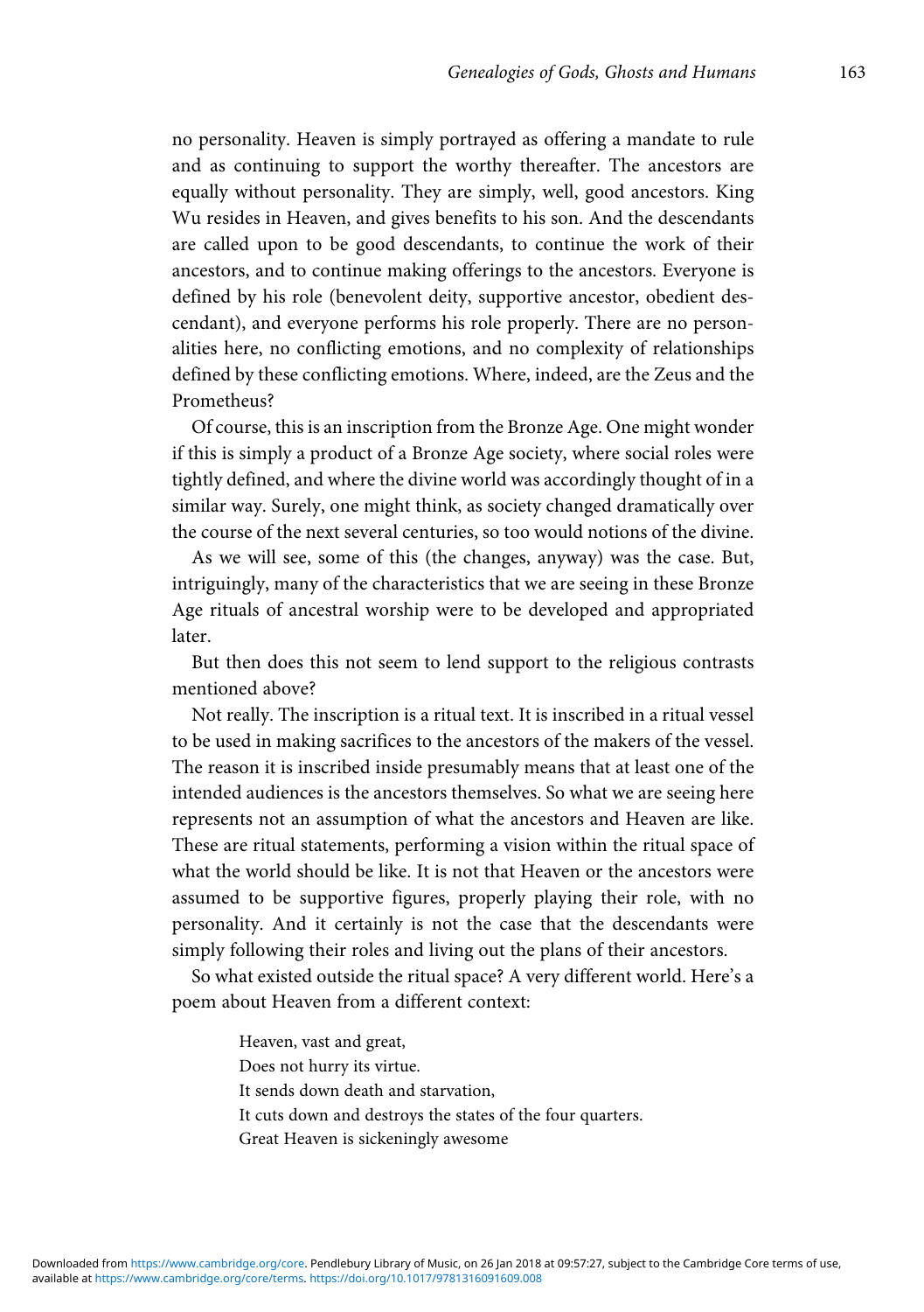no personality. Heaven is simply portrayed as offering a mandate to rule and as continuing to support the worthy thereafter. The ancestors are equally without personality. They are simply, well, good ancestors. King Wu resides in Heaven, and gives benefits to his son. And the descendants are called upon to be good descendants, to continue the work of their ancestors, and to continue making offerings to the ancestors. Everyone is defined by his role (benevolent deity, supportive ancestor, obedient descendant), and everyone performs his role properly. There are no personalities here, no conflicting emotions, and no complexity of relationships defined by these conflicting emotions. Where, indeed, are the Zeus and the Prometheus?

Of course, this is an inscription from the Bronze Age. One might wonder if this is simply a product of a Bronze Age society, where social roles were tightly defined, and where the divine world was accordingly thought of in a similar way. Surely, one might think, as society changed dramatically over the course of the next several centuries, so too would notions of the divine.

As we will see, some of this (the changes, anyway) was the case. But, intriguingly, many of the characteristics that we are seeing in these Bronze Age rituals of ancestral worship were to be developed and appropriated later.

But then does this not seem to lend support to the religious contrasts mentioned above?

Not really. The inscription is a ritual text. It is inscribed in a ritual vessel to be used in making sacrifices to the ancestors of the makers of the vessel. The reason it is inscribed inside presumably means that at least one of the intended audiences is the ancestors themselves. So what we are seeing here represents not an assumption of what the ancestors and Heaven are like. These are ritual statements, performing a vision within the ritual space of what the world should be like. It is not that Heaven or the ancestors were assumed to be supportive figures, properly playing their role, with no personality. And it certainly is not the case that the descendants were simply following their roles and living out the plans of their ancestors.

So what existed outside the ritual space? A very different world. Here's a poem about Heaven from a different context:

> Heaven, vast and great,
> Does not hurry its virtue.
> It sends down death and starvation,
> It cuts down and destroys the states of the four quarters.
> Great Heaven is sickeningly awesome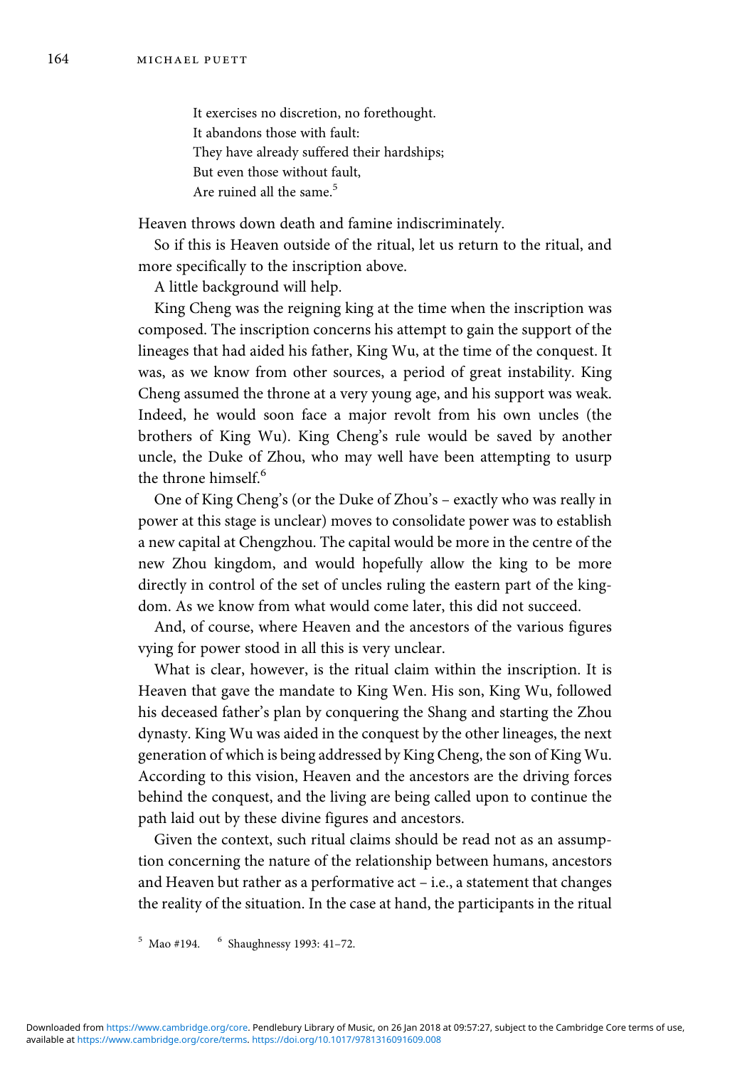> It exercises no discretion, no forethought.
> It abandons those with fault:
> They have already suffered their hardships;
> But even those without fault,
> Are ruined all the same.[5]

Heaven throws down death and famine indiscriminately.

So if this is Heaven outside of the ritual, let us return to the ritual, and more specifically to the inscription above.

A little background will help.

King Cheng was the reigning king at the time when the inscription was composed. The inscription concerns his attempt to gain the support of the lineages that had aided his father, King Wu, at the time of the conquest. It was, as we know from other sources, a period of great instability. King Cheng assumed the throne at a very young age, and his support was weak. Indeed, he would soon face a major revolt from his own uncles (the brothers of King Wu). King Cheng's rule would be saved by another uncle, the Duke of Zhou, who may well have been attempting to usurp the throne himself.[6]

One of King Cheng's (or the Duke of Zhou's – exactly who was really in power at this stage is unclear) moves to consolidate power was to establish a new capital at Chengzhou. The capital would be more in the centre of the new Zhou kingdom, and would hopefully allow the king to be more directly in control of the set of uncles ruling the eastern part of the kingdom. As we know from what would come later, this did not succeed.

And, of course, where Heaven and the ancestors of the various figures vying for power stood in all this is very unclear.

What is clear, however, is the ritual claim within the inscription. It is Heaven that gave the mandate to King Wen. His son, King Wu, followed his deceased father's plan by conquering the Shang and starting the Zhou dynasty. King Wu was aided in the conquest by the other lineages, the next generation of which is being addressed by King Cheng, the son of King Wu. According to this vision, Heaven and the ancestors are the driving forces behind the conquest, and the living are being called upon to continue the path laid out by these divine figures and ancestors.

Given the context, such ritual claims should be read not as an assumption concerning the nature of the relationship between humans, ancestors and Heaven but rather as a performative act – i.e., a statement that changes the reality of the situation. In the case at hand, the participants in the ritual

[5] Mao #194. [6] Shaughnessy 1993: 41–72.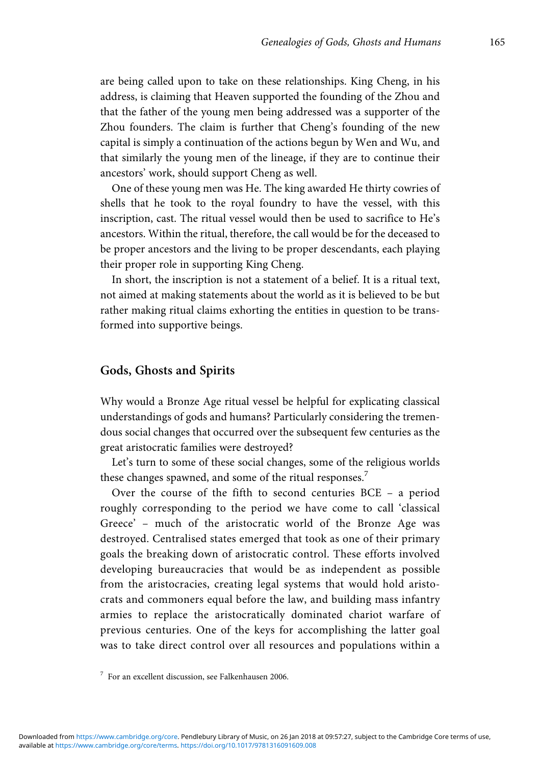are being called upon to take on these relationships. King Cheng, in his address, is claiming that Heaven supported the founding of the Zhou and that the father of the young men being addressed was a supporter of the Zhou founders. The claim is further that Cheng's founding of the new capital is simply a continuation of the actions begun by Wen and Wu, and that similarly the young men of the lineage, if they are to continue their ancestors' work, should support Cheng as well.

One of these young men was He. The king awarded He thirty cowries of shells that he took to the royal foundry to have the vessel, with this inscription, cast. The ritual vessel would then be used to sacrifice to He's ancestors. Within the ritual, therefore, the call would be for the deceased to be proper ancestors and the living to be proper descendants, each playing their proper role in supporting King Cheng.

In short, the inscription is not a statement of a belief. It is a ritual text, not aimed at making statements about the world as it is believed to be but rather making ritual claims exhorting the entities in question to be transformed into supportive beings.

## Gods, Ghosts and Spirits

Why would a Bronze Age ritual vessel be helpful for explicating classical understandings of gods and humans? Particularly considering the tremendous social changes that occurred over the subsequent few centuries as the great aristocratic families were destroyed?

Let's turn to some of these social changes, some of the religious worlds these changes spawned, and some of the ritual responses.[7]

Over the course of the fifth to second centuries BCE – a period roughly corresponding to the period we have come to call 'classical Greece' – much of the aristocratic world of the Bronze Age was destroyed. Centralised states emerged that took as one of their primary goals the breaking down of aristocratic control. These efforts involved developing bureaucracies that would be as independent as possible from the aristocracies, creating legal systems that would hold aristocrats and commoners equal before the law, and building mass infantry armies to replace the aristocratically dominated chariot warfare of previous centuries. One of the keys for accomplishing the latter goal was to take direct control over all resources and populations within a

[7] For an excellent discussion, see Falkenhausen 2006.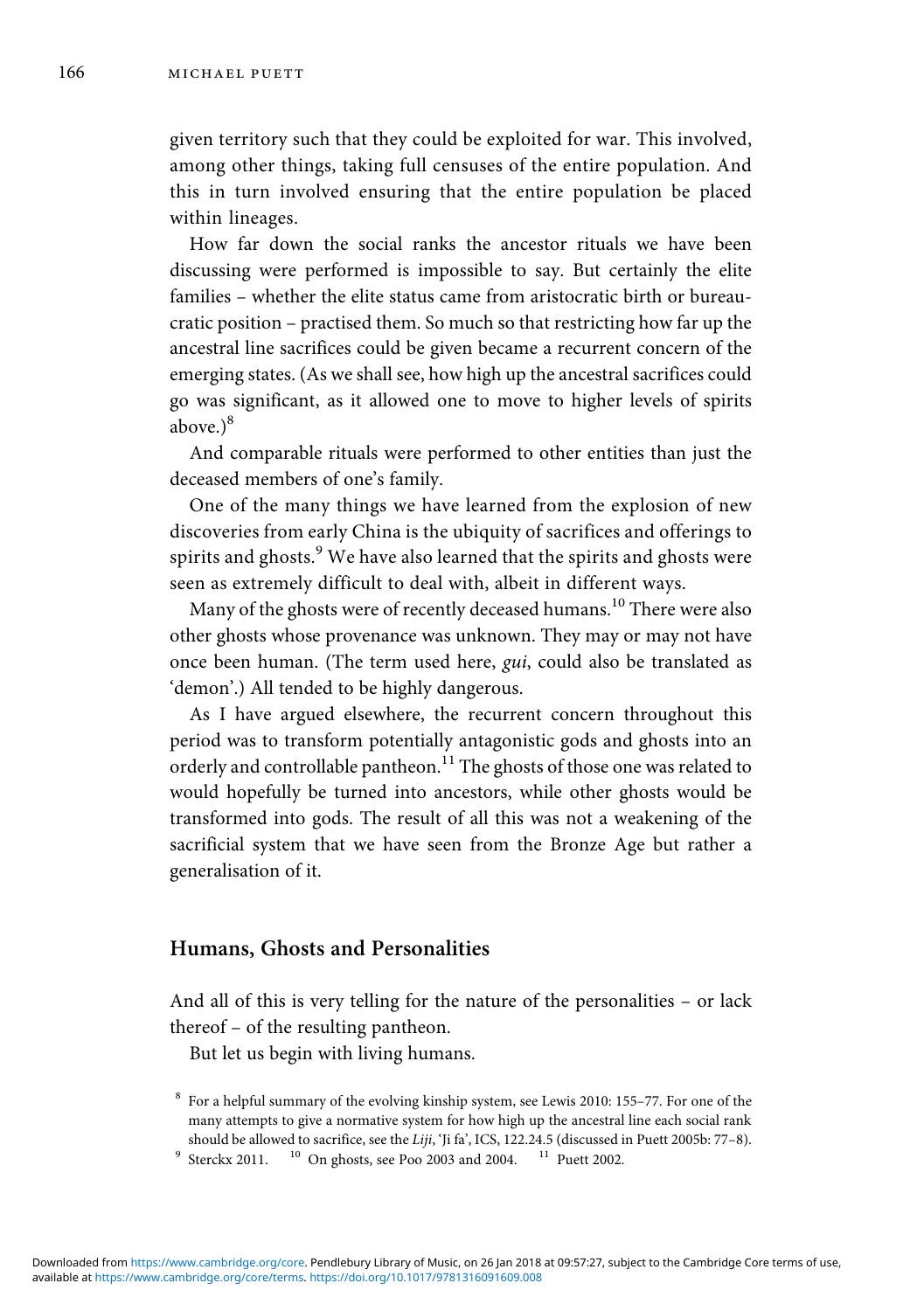given territory such that they could be exploited for war. This involved, among other things, taking full censuses of the entire population. And this in turn involved ensuring that the entire population be placed within lineages.

How far down the social ranks the ancestor rituals we have been discussing were performed is impossible to say. But certainly the elite families – whether the elite status came from aristocratic birth or bureaucratic position – practised them. So much so that restricting how far up the ancestral line sacrifices could be given became a recurrent concern of the emerging states. (As we shall see, how high up the ancestral sacrifices could go was significant, as it allowed one to move to higher levels of spirits above.)[8]

And comparable rituals were performed to other entities than just the deceased members of one's family.

One of the many things we have learned from the explosion of new discoveries from early China is the ubiquity of sacrifices and offerings to spirits and ghosts.[9] We have also learned that the spirits and ghosts were seen as extremely difficult to deal with, albeit in different ways.

Many of the ghosts were of recently deceased humans.[10] There were also other ghosts whose provenance was unknown. They may or may not have once been human. (The term used here, *gui*, could also be translated as 'demon'.) All tended to be highly dangerous.

As I have argued elsewhere, the recurrent concern throughout this period was to transform potentially antagonistic gods and ghosts into an orderly and controllable pantheon.[11] The ghosts of those one was related to would hopefully be turned into ancestors, while other ghosts would be transformed into gods. The result of all this was not a weakening of the sacrificial system that we have seen from the Bronze Age but rather a generalisation of it.

## Humans, Ghosts and Personalities

And all of this is very telling for the nature of the personalities – or lack thereof – of the resulting pantheon.

But let us begin with living humans.

[8] For a helpful summary of the evolving kinship system, see Lewis 2010: 155–77. For one of the many attempts to give a normative system for how high up the ancestral line each social rank should be allowed to sacrifice, see the *Liji*, 'Ji fa', ICS, 122.24.5 (discussed in Puett 2005b: 77–8).

[9] Sterckx 2011.

[10] On ghosts, see Poo 2003 and 2004.

[11] Puett 2002.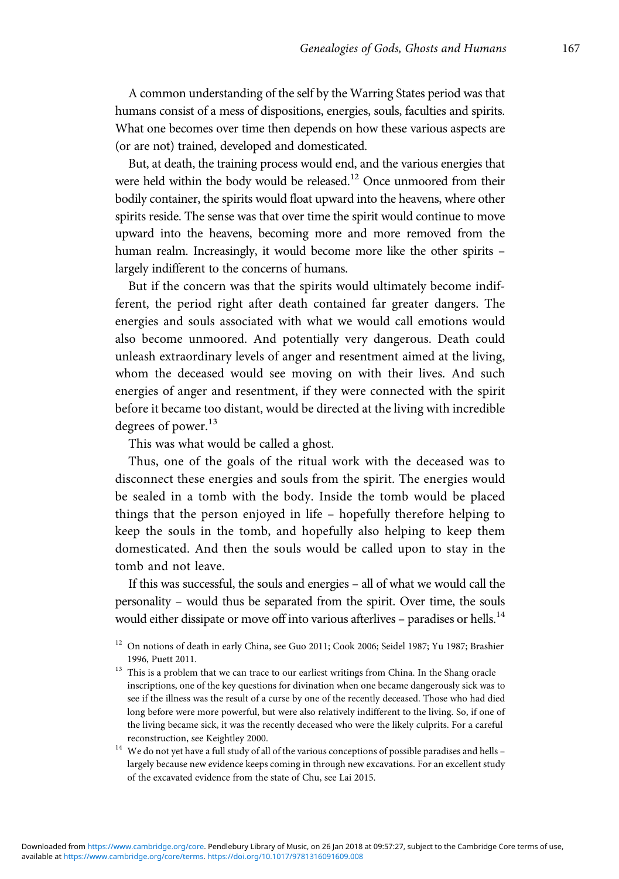A common understanding of the self by the Warring States period was that humans consist of a mess of dispositions, energies, souls, faculties and spirits. What one becomes over time then depends on how these various aspects are (or are not) trained, developed and domesticated.

But, at death, the training process would end, and the various energies that were held within the body would be released.[12] Once unmoored from their bodily container, the spirits would float upward into the heavens, where other spirits reside. The sense was that over time the spirit would continue to move upward into the heavens, becoming more and more removed from the human realm. Increasingly, it would become more like the other spirits – largely indifferent to the concerns of humans.

But if the concern was that the spirits would ultimately become indifferent, the period right after death contained far greater dangers. The energies and souls associated with what we would call emotions would also become unmoored. And potentially very dangerous. Death could unleash extraordinary levels of anger and resentment aimed at the living, whom the deceased would see moving on with their lives. And such energies of anger and resentment, if they were connected with the spirit before it became too distant, would be directed at the living with incredible degrees of power.[13]

This was what would be called a ghost.

Thus, one of the goals of the ritual work with the deceased was to disconnect these energies and souls from the spirit. The energies would be sealed in a tomb with the body. Inside the tomb would be placed things that the person enjoyed in life – hopefully therefore helping to keep the souls in the tomb, and hopefully also helping to keep them domesticated. And then the souls would be called upon to stay in the tomb and not leave.

If this was successful, the souls and energies – all of what we would call the personality – would thus be separated from the spirit. Over time, the souls would either dissipate or move off into various afterlives – paradises or hells.[14]

[12] On notions of death in early China, see Guo 2011; Cook 2006; Seidel 1987; Yu 1987; Brashier 1996, Puett 2011.

[13] This is a problem that we can trace to our earliest writings from China. In the Shang oracle inscriptions, one of the key questions for divination when one became dangerously sick was to see if the illness was the result of a curse by one of the recently deceased. Those who had died long before were more powerful, but were also relatively indifferent to the living. So, if one of the living became sick, it was the recently deceased who were the likely culprits. For a careful reconstruction, see Keightley 2000.

[14] We do not yet have a full study of all of the various conceptions of possible paradises and hells – largely because new evidence keeps coming in through new excavations. For an excellent study of the excavated evidence from the state of Chu, see Lai 2015.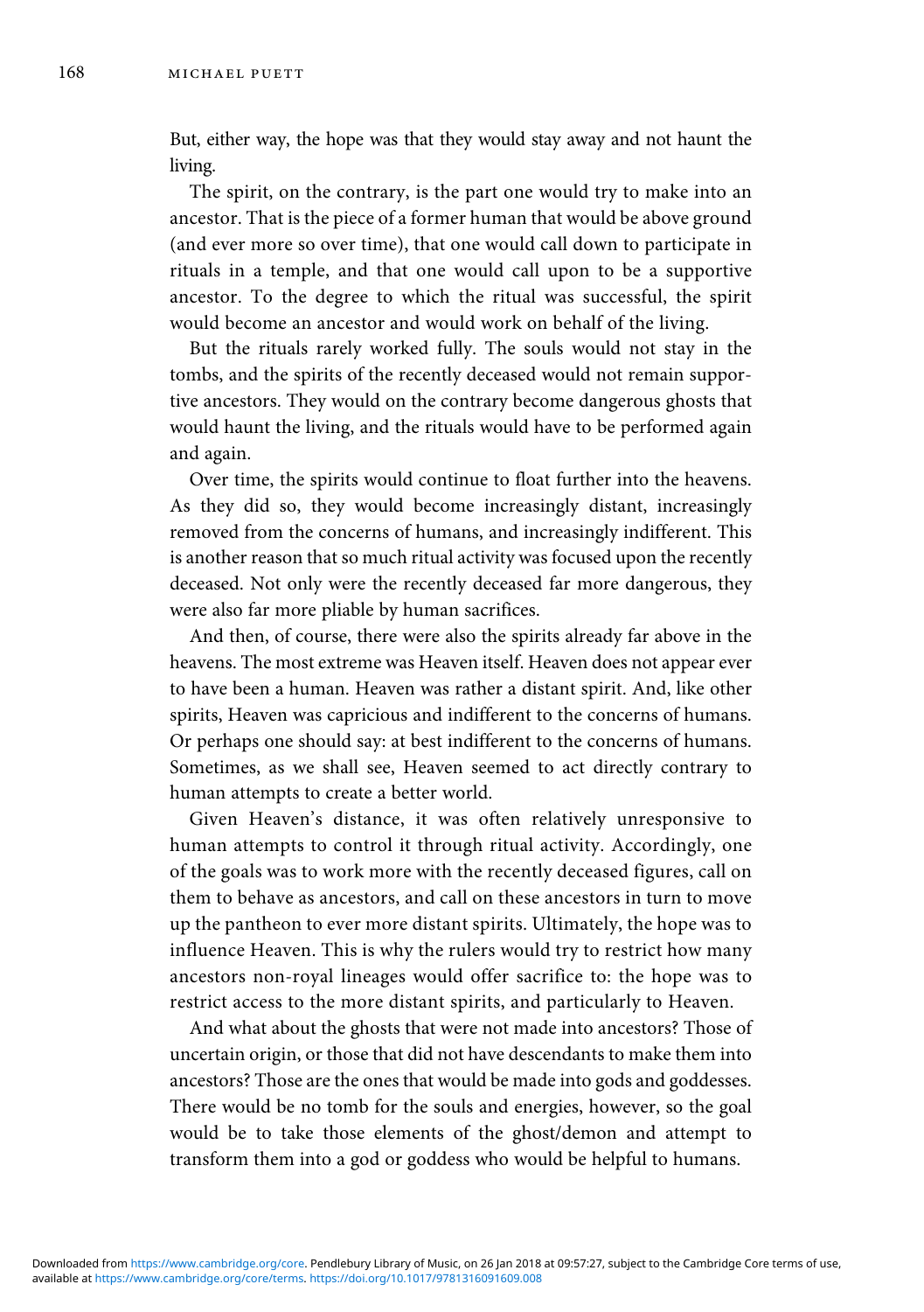But, either way, the hope was that they would stay away and not haunt the living.

The spirit, on the contrary, is the part one would try to make into an ancestor. That is the piece of a former human that would be above ground (and ever more so over time), that one would call down to participate in rituals in a temple, and that one would call upon to be a supportive ancestor. To the degree to which the ritual was successful, the spirit would become an ancestor and would work on behalf of the living.

But the rituals rarely worked fully. The souls would not stay in the tombs, and the spirits of the recently deceased would not remain supportive ancestors. They would on the contrary become dangerous ghosts that would haunt the living, and the rituals would have to be performed again and again.

Over time, the spirits would continue to float further into the heavens. As they did so, they would become increasingly distant, increasingly removed from the concerns of humans, and increasingly indifferent. This is another reason that so much ritual activity was focused upon the recently deceased. Not only were the recently deceased far more dangerous, they were also far more pliable by human sacrifices.

And then, of course, there were also the spirits already far above in the heavens. The most extreme was Heaven itself. Heaven does not appear ever to have been a human. Heaven was rather a distant spirit. And, like other spirits, Heaven was capricious and indifferent to the concerns of humans. Or perhaps one should say: at best indifferent to the concerns of humans. Sometimes, as we shall see, Heaven seemed to act directly contrary to human attempts to create a better world.

Given Heaven's distance, it was often relatively unresponsive to human attempts to control it through ritual activity. Accordingly, one of the goals was to work more with the recently deceased figures, call on them to behave as ancestors, and call on these ancestors in turn to move up the pantheon to ever more distant spirits. Ultimately, the hope was to influence Heaven. This is why the rulers would try to restrict how many ancestors non-royal lineages would offer sacrifice to: the hope was to restrict access to the more distant spirits, and particularly to Heaven.

And what about the ghosts that were not made into ancestors? Those of uncertain origin, or those that did not have descendants to make them into ancestors? Those are the ones that would be made into gods and goddesses. There would be no tomb for the souls and energies, however, so the goal would be to take those elements of the ghost/demon and attempt to transform them into a god or goddess who would be helpful to humans.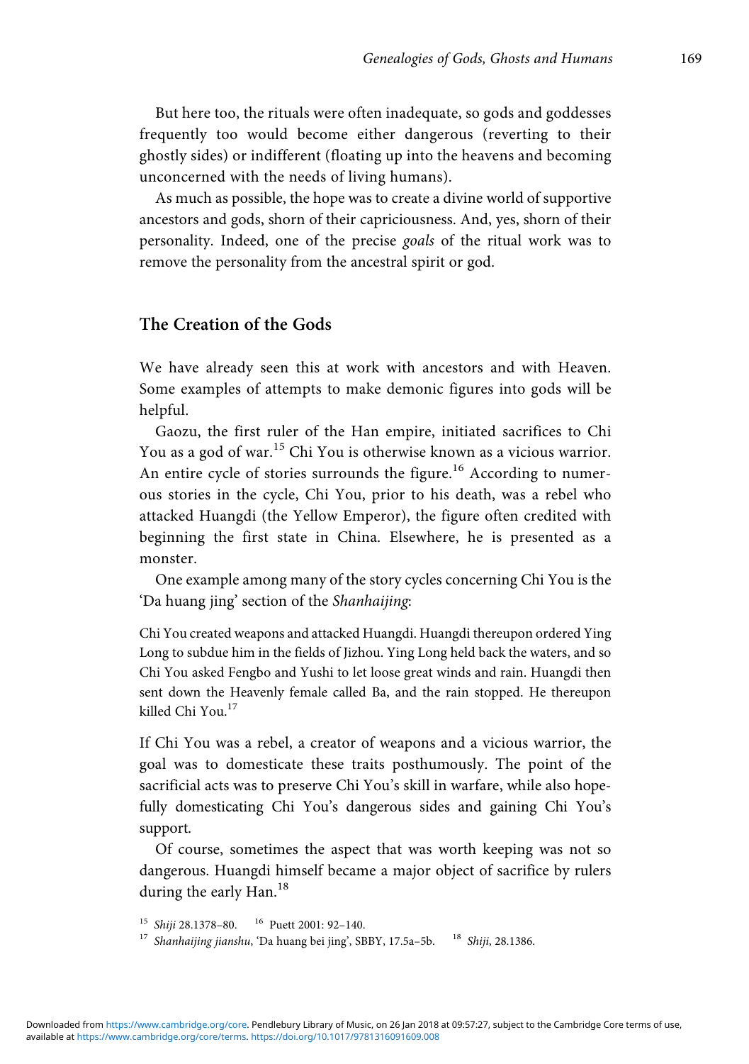But here too, the rituals were often inadequate, so gods and goddesses frequently too would become either dangerous (reverting to their ghostly sides) or indifferent (floating up into the heavens and becoming unconcerned with the needs of living humans).

As much as possible, the hope was to create a divine world of supportive ancestors and gods, shorn of their capriciousness. And, yes, shorn of their personality. Indeed, one of the precise *goals* of the ritual work was to remove the personality from the ancestral spirit or god.

## The Creation of the Gods

We have already seen this at work with ancestors and with Heaven. Some examples of attempts to make demonic figures into gods will be helpful.

Gaozu, the first ruler of the Han empire, initiated sacrifices to Chi You as a god of war.[15] Chi You is otherwise known as a vicious warrior. An entire cycle of stories surrounds the figure.[16] According to numerous stories in the cycle, Chi You, prior to his death, was a rebel who attacked Huangdi (the Yellow Emperor), the figure often credited with beginning the first state in China. Elsewhere, he is presented as a monster.

One example among many of the story cycles concerning Chi You is the 'Da huang jing' section of the *Shanhaijing*:

> Chi You created weapons and attacked Huangdi. Huangdi thereupon ordered Ying Long to subdue him in the fields of Jizhou. Ying Long held back the waters, and so Chi You asked Fengbo and Yushi to let loose great winds and rain. Huangdi then sent down the Heavenly female called Ba, and the rain stopped. He thereupon killed Chi You.[17]

If Chi You was a rebel, a creator of weapons and a vicious warrior, the goal was to domesticate these traits posthumously. The point of the sacrificial acts was to preserve Chi You's skill in warfare, while also hopefully domesticating Chi You's dangerous sides and gaining Chi You's support.

Of course, sometimes the aspect that was worth keeping was not so dangerous. Huangdi himself became a major object of sacrifice by rulers during the early Han.[18]

---

[15] *Shiji* 28.1378–80. [16] Puett 2001: 92–140.

[17] *Shanhaijing jianshu*, 'Da huang bei jing', SBBY, 17.5a–5b. [18] *Shiji*, 28.1386.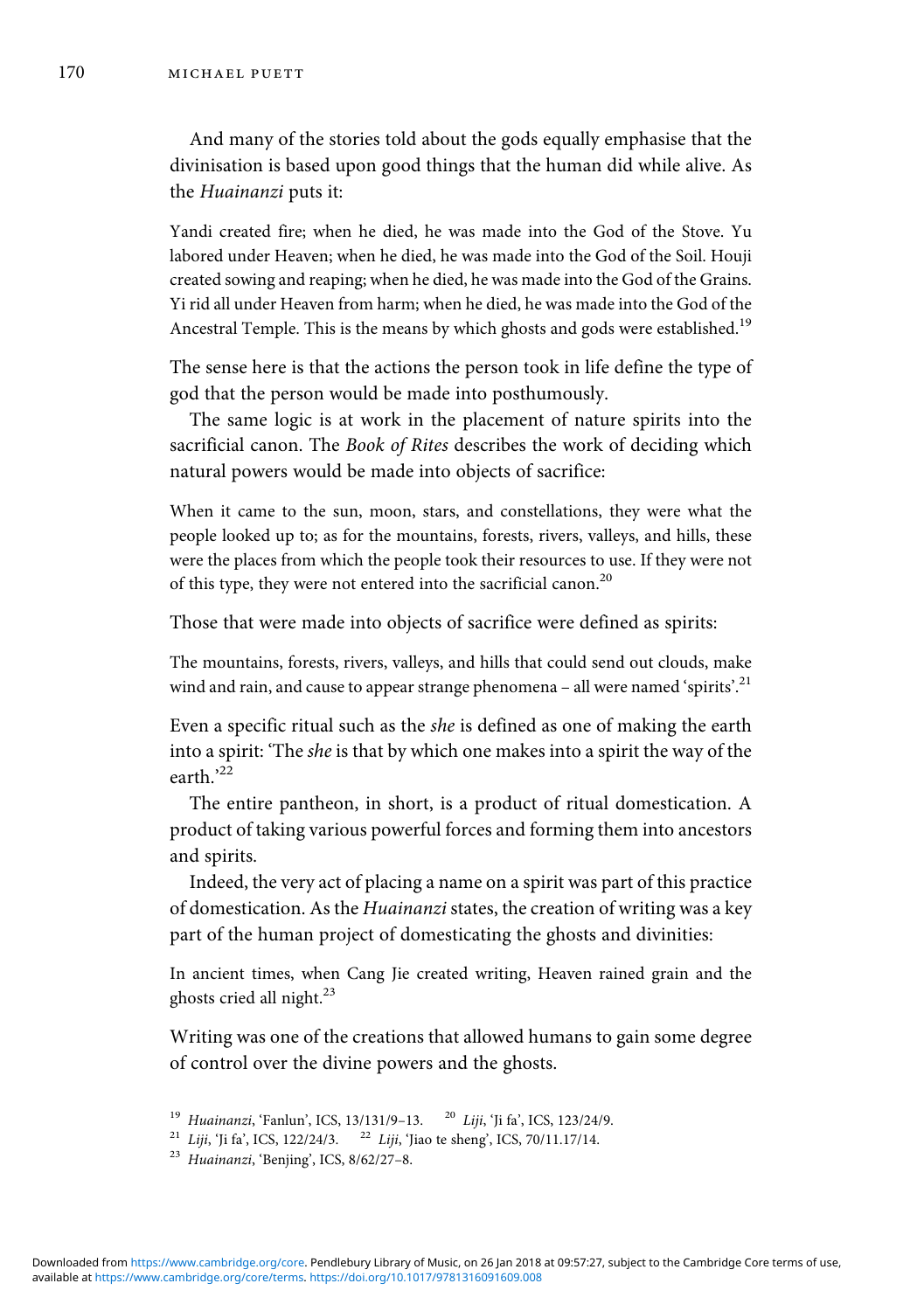And many of the stories told about the gods equally emphasise that the divinisation is based upon good things that the human did while alive. As the *Huainanzi* puts it:

> Yandi created fire; when he died, he was made into the God of the Stove. Yu labored under Heaven; when he died, he was made into the God of the Soil. Houji created sowing and reaping; when he died, he was made into the God of the Grains. Yi rid all under Heaven from harm; when he died, he was made into the God of the Ancestral Temple. This is the means by which ghosts and gods were established.[19]

The sense here is that the actions the person took in life define the type of god that the person would be made into posthumously.

The same logic is at work in the placement of nature spirits into the sacrificial canon. The *Book of Rites* describes the work of deciding which natural powers would be made into objects of sacrifice:

> When it came to the sun, moon, stars, and constellations, they were what the people looked up to; as for the mountains, forests, rivers, valleys, and hills, these were the places from which the people took their resources to use. If they were not of this type, they were not entered into the sacrificial canon.[20]

Those that were made into objects of sacrifice were defined as spirits:

> The mountains, forests, rivers, valleys, and hills that could send out clouds, make wind and rain, and cause to appear strange phenomena – all were named 'spirits'.[21]

Even a specific ritual such as the *she* is defined as one of making the earth into a spirit: 'The *she* is that by which one makes into a spirit the way of the earth.'[22]

The entire pantheon, in short, is a product of ritual domestication. A product of taking various powerful forces and forming them into ancestors and spirits.

Indeed, the very act of placing a name on a spirit was part of this practice of domestication. As the *Huainanzi* states, the creation of writing was a key part of the human project of domesticating the ghosts and divinities:

> In ancient times, when Cang Jie created writing, Heaven rained grain and the ghosts cried all night.[23]

Writing was one of the creations that allowed humans to gain some degree of control over the divine powers and the ghosts.

[19] *Huainanzi*, 'Fanlun', ICS, 13/131/9–13.

[20] *Liji*, 'Ji fa', ICS, 123/24/9.

[21] *Liji*, 'Ji fa', ICS, 122/24/3.

[22] *Liji*, 'Jiao te sheng', ICS, 70/11.17/14.

[23] *Huainanzi*, 'Benjing', ICS, 8/62/27–8.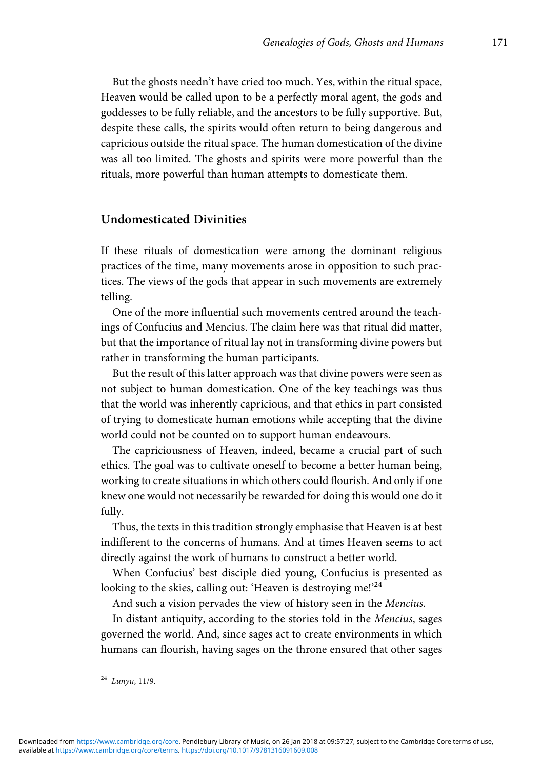But the ghosts needn't have cried too much. Yes, within the ritual space, Heaven would be called upon to be a perfectly moral agent, the gods and goddesses to be fully reliable, and the ancestors to be fully supportive. But, despite these calls, the spirits would often return to being dangerous and capricious outside the ritual space. The human domestication of the divine was all too limited. The ghosts and spirits were more powerful than the rituals, more powerful than human attempts to domesticate them.

## Undomesticated Divinities

If these rituals of domestication were among the dominant religious practices of the time, many movements arose in opposition to such practices. The views of the gods that appear in such movements are extremely telling.

One of the more influential such movements centred around the teachings of Confucius and Mencius. The claim here was that ritual did matter, but that the importance of ritual lay not in transforming divine powers but rather in transforming the human participants.

But the result of this latter approach was that divine powers were seen as not subject to human domestication. One of the key teachings was thus that the world was inherently capricious, and that ethics in part consisted of trying to domesticate human emotions while accepting that the divine world could not be counted on to support human endeavours.

The capriciousness of Heaven, indeed, became a crucial part of such ethics. The goal was to cultivate oneself to become a better human being, working to create situations in which others could flourish. And only if one knew one would not necessarily be rewarded for doing this would one do it fully.

Thus, the texts in this tradition strongly emphasise that Heaven is at best indifferent to the concerns of humans. And at times Heaven seems to act directly against the work of humans to construct a better world.

When Confucius' best disciple died young, Confucius is presented as looking to the skies, calling out: 'Heaven is destroying me!'[24]

And such a vision pervades the view of history seen in the *Mencius*.

In distant antiquity, according to the stories told in the *Mencius*, sages governed the world. And, since sages act to create environments in which humans can flourish, having sages on the throne ensured that other sages

[24] *Lunyu*, 11/9.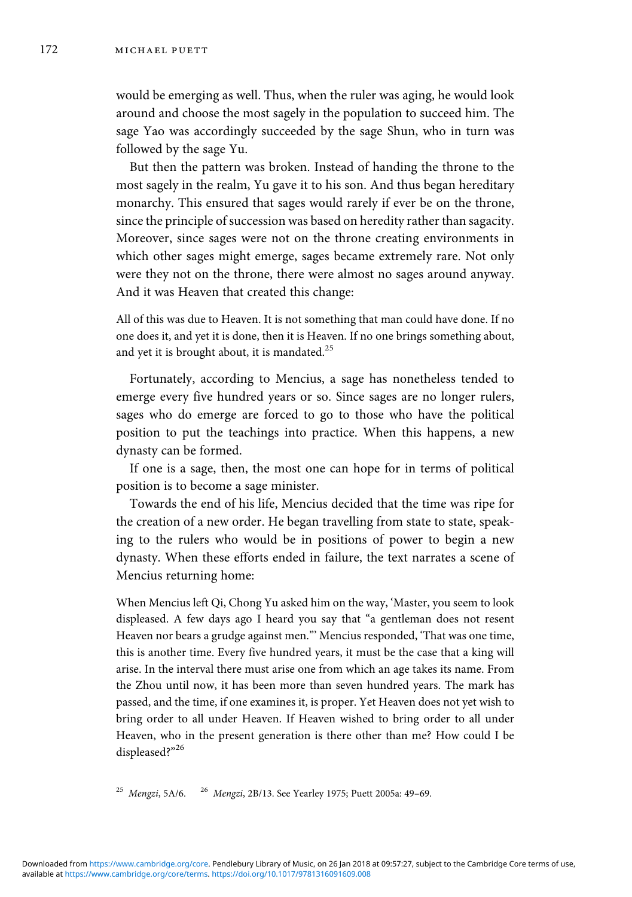would be emerging as well. Thus, when the ruler was aging, he would look around and choose the most sagely in the population to succeed him. The sage Yao was accordingly succeeded by the sage Shun, who in turn was followed by the sage Yu.

But then the pattern was broken. Instead of handing the throne to the most sagely in the realm, Yu gave it to his son. And thus began hereditary monarchy. This ensured that sages would rarely if ever be on the throne, since the principle of succession was based on heredity rather than sagacity. Moreover, since sages were not on the throne creating environments in which other sages might emerge, sages became extremely rare. Not only were they not on the throne, there were almost no sages around anyway. And it was Heaven that created this change:

> All of this was due to Heaven. It is not something that man could have done. If no one does it, and yet it is done, then it is Heaven. If no one brings something about, and yet it is brought about, it is mandated.[25]

Fortunately, according to Mencius, a sage has nonetheless tended to emerge every five hundred years or so. Since sages are no longer rulers, sages who do emerge are forced to go to those who have the political position to put the teachings into practice. When this happens, a new dynasty can be formed.

If one is a sage, then, the most one can hope for in terms of political position is to become a sage minister.

Towards the end of his life, Mencius decided that the time was ripe for the creation of a new order. He began travelling from state to state, speaking to the rulers who would be in positions of power to begin a new dynasty. When these efforts ended in failure, the text narrates a scene of Mencius returning home:

> When Mencius left Qi, Chong Yu asked him on the way, 'Master, you seem to look displeased. A few days ago I heard you say that "a gentleman does not resent Heaven nor bears a grudge against men."' Mencius responded, 'That was one time, this is another time. Every five hundred years, it must be the case that a king will arise. In the interval there must arise one from which an age takes its name. From the Zhou until now, it has been more than seven hundred years. The mark has passed, and the time, if one examines it, is proper. Yet Heaven does not yet wish to bring order to all under Heaven. If Heaven wished to bring order to all under Heaven, who in the present generation is there other than me? How could I be displeased?"[26]

[25] *Mengzi*, 5A/6. [26] *Mengzi*, 2B/13. See Yearley 1975; Puett 2005a: 49–69.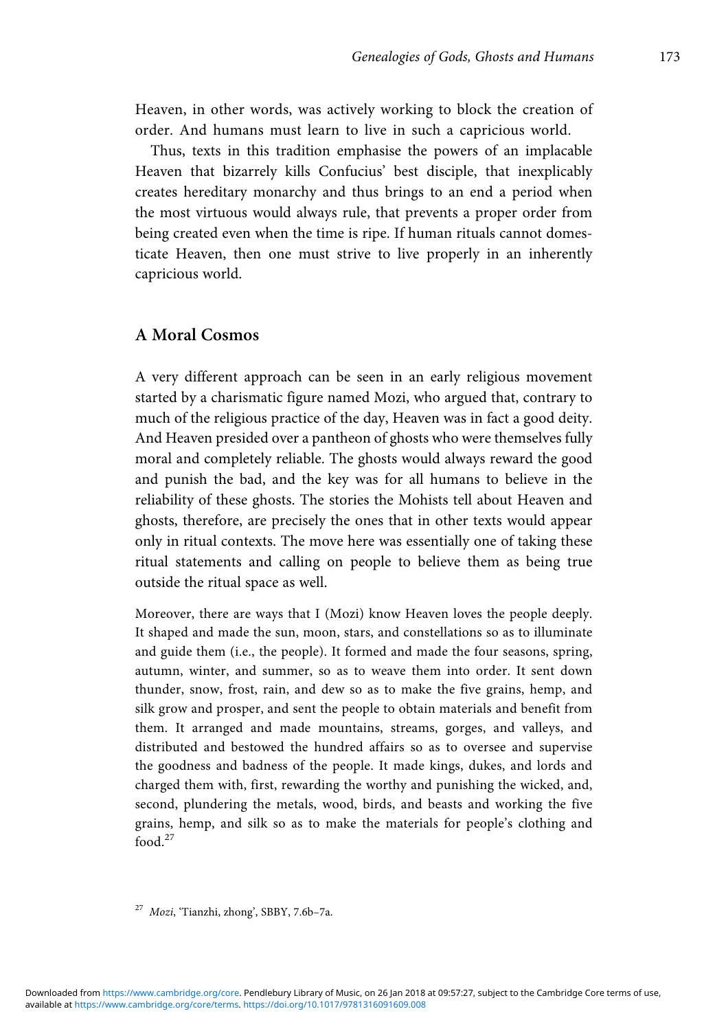Heaven, in other words, was actively working to block the creation of order. And humans must learn to live in such a capricious world.

Thus, texts in this tradition emphasise the powers of an implacable Heaven that bizarrely kills Confucius' best disciple, that inexplicably creates hereditary monarchy and thus brings to an end a period when the most virtuous would always rule, that prevents a proper order from being created even when the time is ripe. If human rituals cannot domesticate Heaven, then one must strive to live properly in an inherently capricious world.

## A Moral Cosmos

A very different approach can be seen in an early religious movement started by a charismatic figure named Mozi, who argued that, contrary to much of the religious practice of the day, Heaven was in fact a good deity. And Heaven presided over a pantheon of ghosts who were themselves fully moral and completely reliable. The ghosts would always reward the good and punish the bad, and the key was for all humans to believe in the reliability of these ghosts. The stories the Mohists tell about Heaven and ghosts, therefore, are precisely the ones that in other texts would appear only in ritual contexts. The move here was essentially one of taking these ritual statements and calling on people to believe them as being true outside the ritual space as well.

> Moreover, there are ways that I (Mozi) know Heaven loves the people deeply. It shaped and made the sun, moon, stars, and constellations so as to illuminate and guide them (i.e., the people). It formed and made the four seasons, spring, autumn, winter, and summer, so as to weave them into order. It sent down thunder, snow, frost, rain, and dew so as to make the five grains, hemp, and silk grow and prosper, and sent the people to obtain materials and benefit from them. It arranged and made mountains, streams, gorges, and valleys, and distributed and bestowed the hundred affairs so as to oversee and supervise the goodness and badness of the people. It made kings, dukes, and lords and charged them with, first, rewarding the worthy and punishing the wicked, and, second, plundering the metals, wood, birds, and beasts and working the five grains, hemp, and silk so as to make the materials for people's clothing and food.[27]

[27] *Mozi*, 'Tianzhi, zhong', SBBY, 7.6b–7a.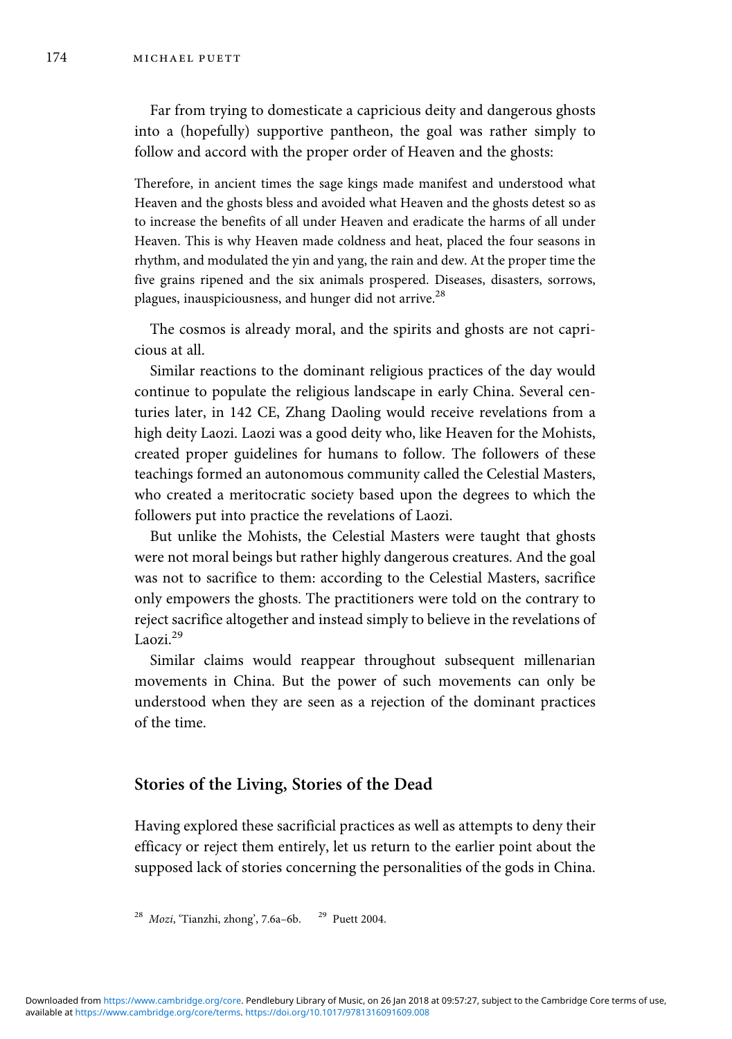Far from trying to domesticate a capricious deity and dangerous ghosts into a (hopefully) supportive pantheon, the goal was rather simply to follow and accord with the proper order of Heaven and the ghosts:

> Therefore, in ancient times the sage kings made manifest and understood what Heaven and the ghosts bless and avoided what Heaven and the ghosts detest so as to increase the benefits of all under Heaven and eradicate the harms of all under Heaven. This is why Heaven made coldness and heat, placed the four seasons in rhythm, and modulated the yin and yang, the rain and dew. At the proper time the five grains ripened and the six animals prospered. Diseases, disasters, sorrows, plagues, inauspiciousness, and hunger did not arrive.[28]

The cosmos is already moral, and the spirits and ghosts are not capricious at all.

Similar reactions to the dominant religious practices of the day would continue to populate the religious landscape in early China. Several centuries later, in 142 CE, Zhang Daoling would receive revelations from a high deity Laozi. Laozi was a good deity who, like Heaven for the Mohists, created proper guidelines for humans to follow. The followers of these teachings formed an autonomous community called the Celestial Masters, who created a meritocratic society based upon the degrees to which the followers put into practice the revelations of Laozi.

But unlike the Mohists, the Celestial Masters were taught that ghosts were not moral beings but rather highly dangerous creatures. And the goal was not to sacrifice to them: according to the Celestial Masters, sacrifice only empowers the ghosts. The practitioners were told on the contrary to reject sacrifice altogether and instead simply to believe in the revelations of Laozi.[29]

Similar claims would reappear throughout subsequent millenarian movements in China. But the power of such movements can only be understood when they are seen as a rejection of the dominant practices of the time.

## Stories of the Living, Stories of the Dead

Having explored these sacrificial practices as well as attempts to deny their efficacy or reject them entirely, let us return to the earlier point about the supposed lack of stories concerning the personalities of the gods in China.

[28] *Mozi*, 'Tianzhi, zhong', 7.6a–6b. [29] Puett 2004.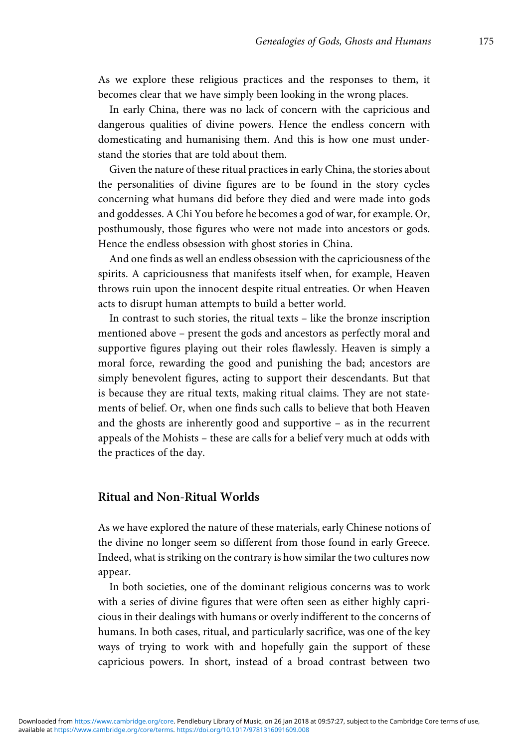As we explore these religious practices and the responses to them, it becomes clear that we have simply been looking in the wrong places.

In early China, there was no lack of concern with the capricious and dangerous qualities of divine powers. Hence the endless concern with domesticating and humanising them. And this is how one must understand the stories that are told about them.

Given the nature of these ritual practices in early China, the stories about the personalities of divine figures are to be found in the story cycles concerning what humans did before they died and were made into gods and goddesses. A Chi You before he becomes a god of war, for example. Or, posthumously, those figures who were not made into ancestors or gods. Hence the endless obsession with ghost stories in China.

And one finds as well an endless obsession with the capriciousness of the spirits. A capriciousness that manifests itself when, for example, Heaven throws ruin upon the innocent despite ritual entreaties. Or when Heaven acts to disrupt human attempts to build a better world.

In contrast to such stories, the ritual texts – like the bronze inscription mentioned above – present the gods and ancestors as perfectly moral and supportive figures playing out their roles flawlessly. Heaven is simply a moral force, rewarding the good and punishing the bad; ancestors are simply benevolent figures, acting to support their descendants. But that is because they are ritual texts, making ritual claims. They are not statements of belief. Or, when one finds such calls to believe that both Heaven and the ghosts are inherently good and supportive – as in the recurrent appeals of the Mohists – these are calls for a belief very much at odds with the practices of the day.

## Ritual and Non-Ritual Worlds

As we have explored the nature of these materials, early Chinese notions of the divine no longer seem so different from those found in early Greece. Indeed, what is striking on the contrary is how similar the two cultures now appear.

In both societies, one of the dominant religious concerns was to work with a series of divine figures that were often seen as either highly capricious in their dealings with humans or overly indifferent to the concerns of humans. In both cases, ritual, and particularly sacrifice, was one of the key ways of trying to work with and hopefully gain the support of these capricious powers. In short, instead of a broad contrast between two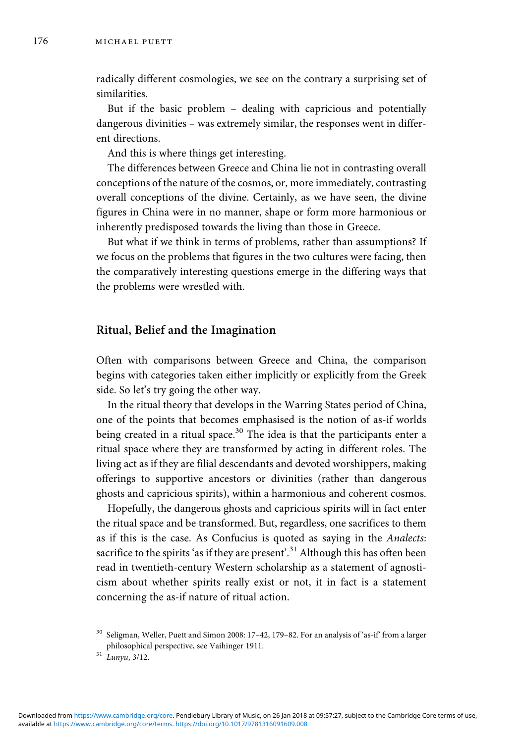radically different cosmologies, we see on the contrary a surprising set of similarities.

But if the basic problem – dealing with capricious and potentially dangerous divinities – was extremely similar, the responses went in different directions.

And this is where things get interesting.

The differences between Greece and China lie not in contrasting overall conceptions of the nature of the cosmos, or, more immediately, contrasting overall conceptions of the divine. Certainly, as we have seen, the divine figures in China were in no manner, shape or form more harmonious or inherently predisposed towards the living than those in Greece.

But what if we think in terms of problems, rather than assumptions? If we focus on the problems that figures in the two cultures were facing, then the comparatively interesting questions emerge in the differing ways that the problems were wrestled with.

## Ritual, Belief and the Imagination

Often with comparisons between Greece and China, the comparison begins with categories taken either implicitly or explicitly from the Greek side. So let's try going the other way.

In the ritual theory that develops in the Warring States period of China, one of the points that becomes emphasised is the notion of as-if worlds being created in a ritual space.[30] The idea is that the participants enter a ritual space where they are transformed by acting in different roles. The living act as if they are filial descendants and devoted worshippers, making offerings to supportive ancestors or divinities (rather than dangerous ghosts and capricious spirits), within a harmonious and coherent cosmos.

Hopefully, the dangerous ghosts and capricious spirits will in fact enter the ritual space and be transformed. But, regardless, one sacrifices to them as if this is the case. As Confucius is quoted as saying in the *Analects*: sacrifice to the spirits 'as if they are present'.[31] Although this has often been read in twentieth-century Western scholarship as a statement of agnosticism about whether spirits really exist or not, it in fact is a statement concerning the as-if nature of ritual action.

[30] Seligman, Weller, Puett and Simon 2008: 17–42, 179–82. For an analysis of 'as-if' from a larger philosophical perspective, see Vaihinger 1911.

[31] *Lunyu*, 3/12.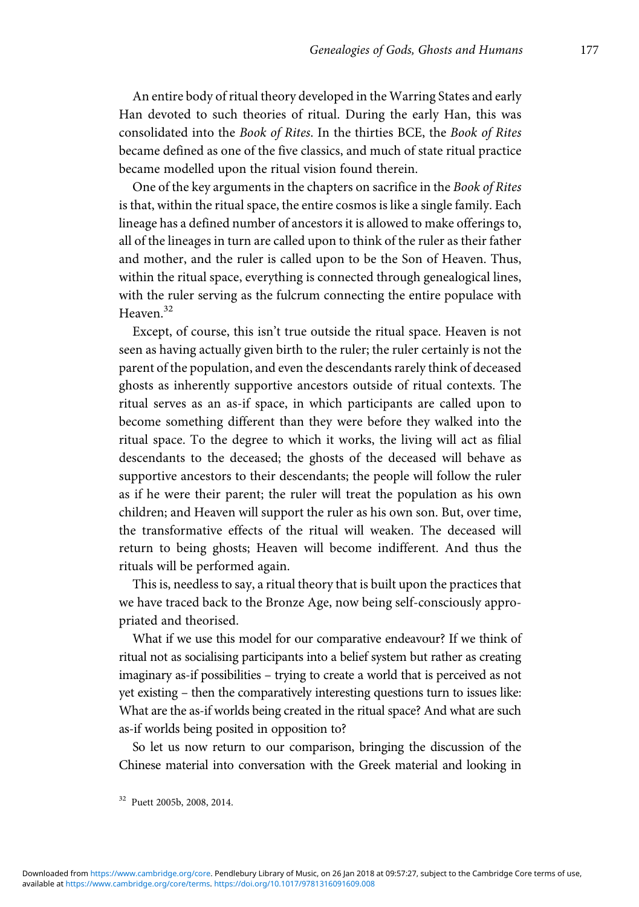An entire body of ritual theory developed in the Warring States and early Han devoted to such theories of ritual. During the early Han, this was consolidated into the *Book of Rites*. In the thirties BCE, the *Book of Rites* became defined as one of the five classics, and much of state ritual practice became modelled upon the ritual vision found therein.

One of the key arguments in the chapters on sacrifice in the *Book of Rites* is that, within the ritual space, the entire cosmos is like a single family. Each lineage has a defined number of ancestors it is allowed to make offerings to, all of the lineages in turn are called upon to think of the ruler as their father and mother, and the ruler is called upon to be the Son of Heaven. Thus, within the ritual space, everything is connected through genealogical lines, with the ruler serving as the fulcrum connecting the entire populace with Heaven.[32]

Except, of course, this isn't true outside the ritual space. Heaven is not seen as having actually given birth to the ruler; the ruler certainly is not the parent of the population, and even the descendants rarely think of deceased ghosts as inherently supportive ancestors outside of ritual contexts. The ritual serves as an as-if space, in which participants are called upon to become something different than they were before they walked into the ritual space. To the degree to which it works, the living will act as filial descendants to the deceased; the ghosts of the deceased will behave as supportive ancestors to their descendants; the people will follow the ruler as if he were their parent; the ruler will treat the population as his own children; and Heaven will support the ruler as his own son. But, over time, the transformative effects of the ritual will weaken. The deceased will return to being ghosts; Heaven will become indifferent. And thus the rituals will be performed again.

This is, needless to say, a ritual theory that is built upon the practices that we have traced back to the Bronze Age, now being self-consciously appropriated and theorised.

What if we use this model for our comparative endeavour? If we think of ritual not as socialising participants into a belief system but rather as creating imaginary as-if possibilities – trying to create a world that is perceived as not yet existing – then the comparatively interesting questions turn to issues like: What are the as-if worlds being created in the ritual space? And what are such as-if worlds being posited in opposition to?

So let us now return to our comparison, bringing the discussion of the Chinese material into conversation with the Greek material and looking in

[32] Puett 2005b, 2008, 2014.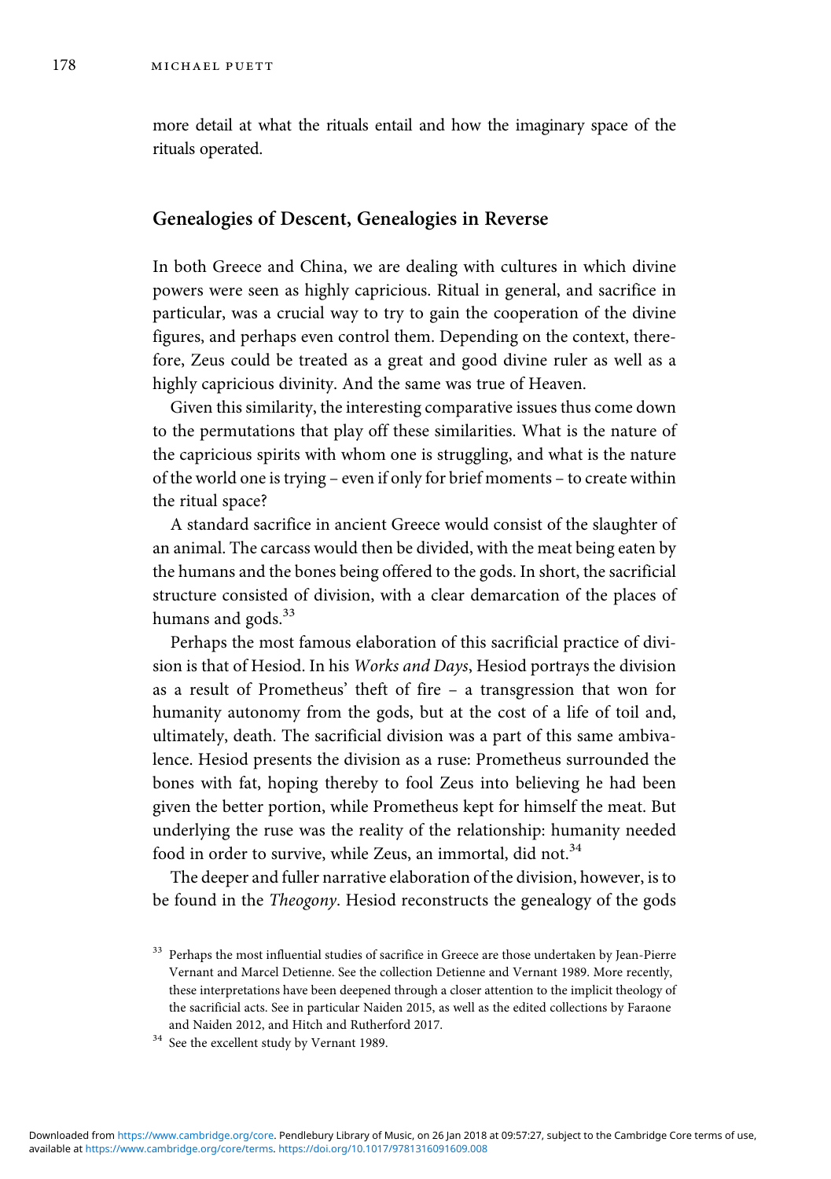more detail at what the rituals entail and how the imaginary space of the rituals operated.

## Genealogies of Descent, Genealogies in Reverse

In both Greece and China, we are dealing with cultures in which divine powers were seen as highly capricious. Ritual in general, and sacrifice in particular, was a crucial way to try to gain the cooperation of the divine figures, and perhaps even control them. Depending on the context, therefore, Zeus could be treated as a great and good divine ruler as well as a highly capricious divinity. And the same was true of Heaven.

Given this similarity, the interesting comparative issues thus come down to the permutations that play off these similarities. What is the nature of the capricious spirits with whom one is struggling, and what is the nature of the world one is trying – even if only for brief moments – to create within the ritual space?

A standard sacrifice in ancient Greece would consist of the slaughter of an animal. The carcass would then be divided, with the meat being eaten by the humans and the bones being offered to the gods. In short, the sacrificial structure consisted of division, with a clear demarcation of the places of humans and gods.[33]

Perhaps the most famous elaboration of this sacrificial practice of division is that of Hesiod. In his *Works and Days*, Hesiod portrays the division as a result of Prometheus' theft of fire – a transgression that won for humanity autonomy from the gods, but at the cost of a life of toil and, ultimately, death. The sacrificial division was a part of this same ambivalence. Hesiod presents the division as a ruse: Prometheus surrounded the bones with fat, hoping thereby to fool Zeus into believing he had been given the better portion, while Prometheus kept for himself the meat. But underlying the ruse was the reality of the relationship: humanity needed food in order to survive, while Zeus, an immortal, did not.[34]

The deeper and fuller narrative elaboration of the division, however, is to be found in the *Theogony*. Hesiod reconstructs the genealogy of the gods

[33] Perhaps the most influential studies of sacrifice in Greece are those undertaken by Jean-Pierre Vernant and Marcel Detienne. See the collection Detienne and Vernant 1989. More recently, these interpretations have been deepened through a closer attention to the implicit theology of the sacrificial acts. See in particular Naiden 2015, as well as the edited collections by Faraone and Naiden 2012, and Hitch and Rutherford 2017.

[34] See the excellent study by Vernant 1989.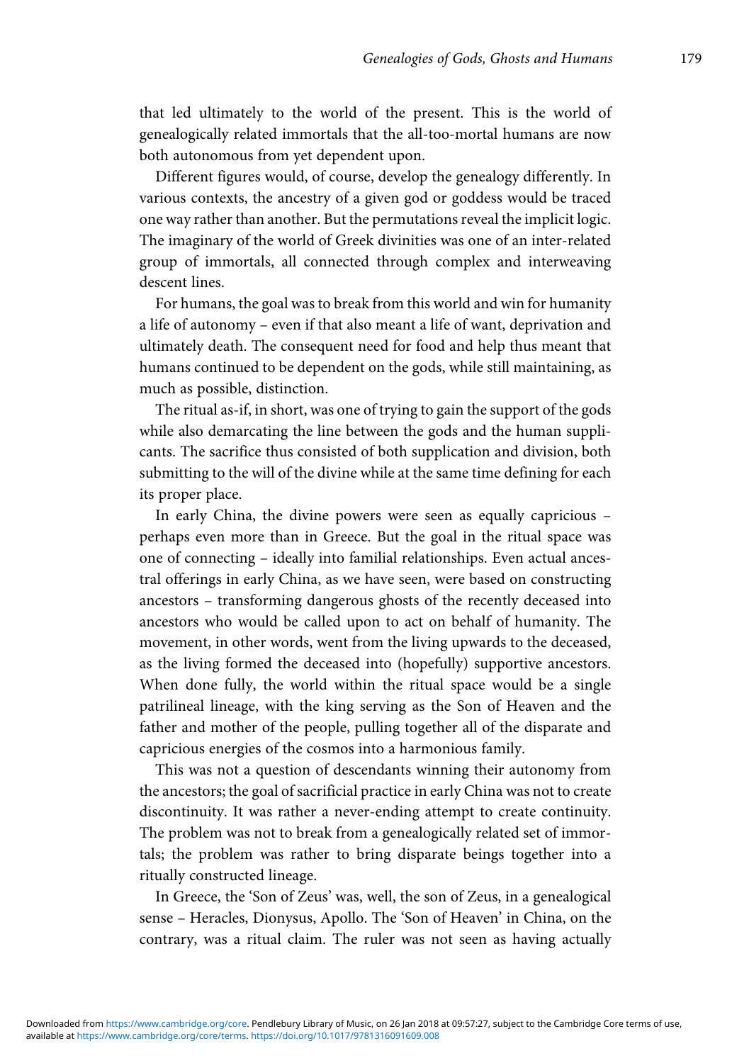that led ultimately to the world of the present. This is the world of genealogically related immortals that the all-too-mortal humans are now both autonomous from yet dependent upon.

Different figures would, of course, develop the genealogy differently. In various contexts, the ancestry of a given god or goddess would be traced one way rather than another. But the permutations reveal the implicit logic. The imaginary of the world of Greek divinities was one of an inter-related group of immortals, all connected through complex and interweaving descent lines.

For humans, the goal was to break from this world and win for humanity a life of autonomy – even if that also meant a life of want, deprivation and ultimately death. The consequent need for food and help thus meant that humans continued to be dependent on the gods, while still maintaining, as much as possible, distinction.

The ritual as-if, in short, was one of trying to gain the support of the gods while also demarcating the line between the gods and the human supplicants. The sacrifice thus consisted of both supplication and division, both submitting to the will of the divine while at the same time defining for each its proper place.

In early China, the divine powers were seen as equally capricious – perhaps even more than in Greece. But the goal in the ritual space was one of connecting – ideally into familial relationships. Even actual ancestral offerings in early China, as we have seen, were based on constructing ancestors – transforming dangerous ghosts of the recently deceased into ancestors who would be called upon to act on behalf of humanity. The movement, in other words, went from the living upwards to the deceased, as the living formed the deceased into (hopefully) supportive ancestors. When done fully, the world within the ritual space would be a single patrilineal lineage, with the king serving as the Son of Heaven and the father and mother of the people, pulling together all of the disparate and capricious energies of the cosmos into a harmonious family.

This was not a question of descendants winning their autonomy from the ancestors; the goal of sacrificial practice in early China was not to create discontinuity. It was rather a never-ending attempt to create continuity. The problem was not to break from a genealogically related set of immortals; the problem was rather to bring disparate beings together into a ritually constructed lineage.

In Greece, the 'Son of Zeus' was, well, the son of Zeus, in a genealogical sense – Heracles, Dionysus, Apollo. The 'Son of Heaven' in China, on the contrary, was a ritual claim. The ruler was not seen as having actually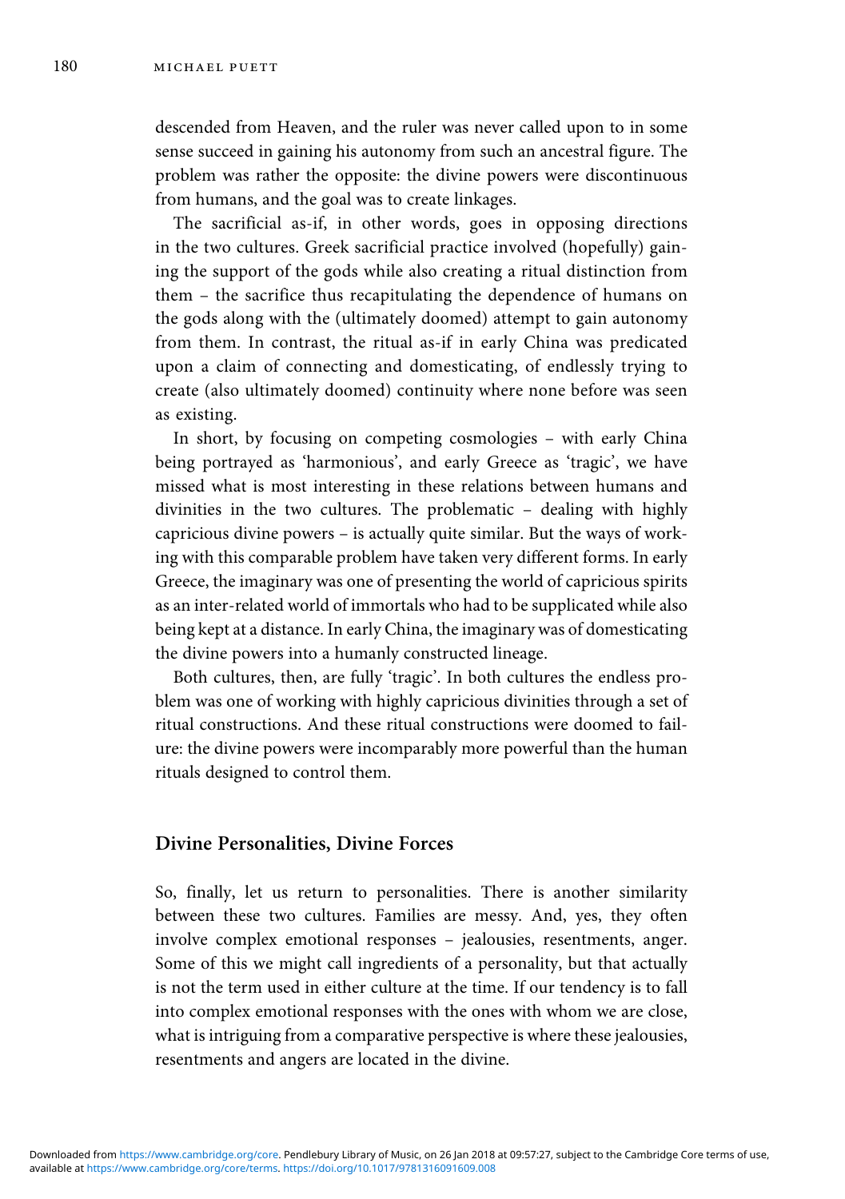descended from Heaven, and the ruler was never called upon to in some sense succeed in gaining his autonomy from such an ancestral figure. The problem was rather the opposite: the divine powers were discontinuous from humans, and the goal was to create linkages.

The sacrificial as-if, in other words, goes in opposing directions in the two cultures. Greek sacrificial practice involved (hopefully) gaining the support of the gods while also creating a ritual distinction from them – the sacrifice thus recapitulating the dependence of humans on the gods along with the (ultimately doomed) attempt to gain autonomy from them. In contrast, the ritual as-if in early China was predicated upon a claim of connecting and domesticating, of endlessly trying to create (also ultimately doomed) continuity where none before was seen as existing.

In short, by focusing on competing cosmologies – with early China being portrayed as 'harmonious', and early Greece as 'tragic', we have missed what is most interesting in these relations between humans and divinities in the two cultures. The problematic – dealing with highly capricious divine powers – is actually quite similar. But the ways of working with this comparable problem have taken very different forms. In early Greece, the imaginary was one of presenting the world of capricious spirits as an inter-related world of immortals who had to be supplicated while also being kept at a distance. In early China, the imaginary was of domesticating the divine powers into a humanly constructed lineage.

Both cultures, then, are fully 'tragic'. In both cultures the endless problem was one of working with highly capricious divinities through a set of ritual constructions. And these ritual constructions were doomed to failure: the divine powers were incomparably more powerful than the human rituals designed to control them.

## Divine Personalities, Divine Forces

So, finally, let us return to personalities. There is another similarity between these two cultures. Families are messy. And, yes, they often involve complex emotional responses – jealousies, resentments, anger. Some of this we might call ingredients of a personality, but that actually is not the term used in either culture at the time. If our tendency is to fall into complex emotional responses with the ones with whom we are close, what is intriguing from a comparative perspective is where these jealousies, resentments and angers are located in the divine.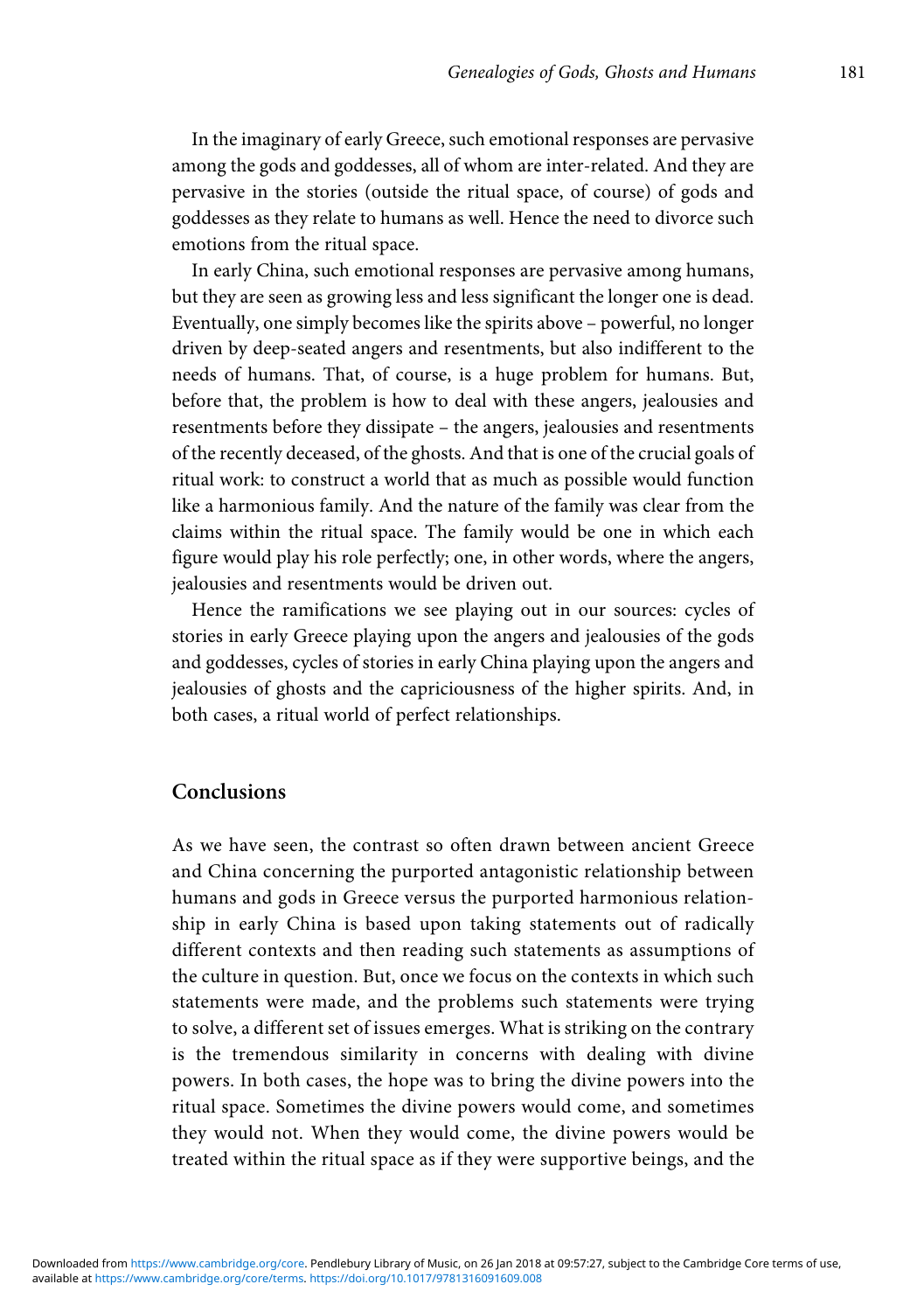In the imaginary of early Greece, such emotional responses are pervasive among the gods and goddesses, all of whom are inter-related. And they are pervasive in the stories (outside the ritual space, of course) of gods and goddesses as they relate to humans as well. Hence the need to divorce such emotions from the ritual space.

In early China, such emotional responses are pervasive among humans, but they are seen as growing less and less significant the longer one is dead. Eventually, one simply becomes like the spirits above – powerful, no longer driven by deep-seated angers and resentments, but also indifferent to the needs of humans. That, of course, is a huge problem for humans. But, before that, the problem is how to deal with these angers, jealousies and resentments before they dissipate – the angers, jealousies and resentments of the recently deceased, of the ghosts. And that is one of the crucial goals of ritual work: to construct a world that as much as possible would function like a harmonious family. And the nature of the family was clear from the claims within the ritual space. The family would be one in which each figure would play his role perfectly; one, in other words, where the angers, jealousies and resentments would be driven out.

Hence the ramifications we see playing out in our sources: cycles of stories in early Greece playing upon the angers and jealousies of the gods and goddesses, cycles of stories in early China playing upon the angers and jealousies of ghosts and the capriciousness of the higher spirits. And, in both cases, a ritual world of perfect relationships.

## Conclusions

As we have seen, the contrast so often drawn between ancient Greece and China concerning the purported antagonistic relationship between humans and gods in Greece versus the purported harmonious relationship in early China is based upon taking statements out of radically different contexts and then reading such statements as assumptions of the culture in question. But, once we focus on the contexts in which such statements were made, and the problems such statements were trying to solve, a different set of issues emerges. What is striking on the contrary is the tremendous similarity in concerns with dealing with divine powers. In both cases, the hope was to bring the divine powers into the ritual space. Sometimes the divine powers would come, and sometimes they would not. When they would come, the divine powers would be treated within the ritual space as if they were supportive beings, and the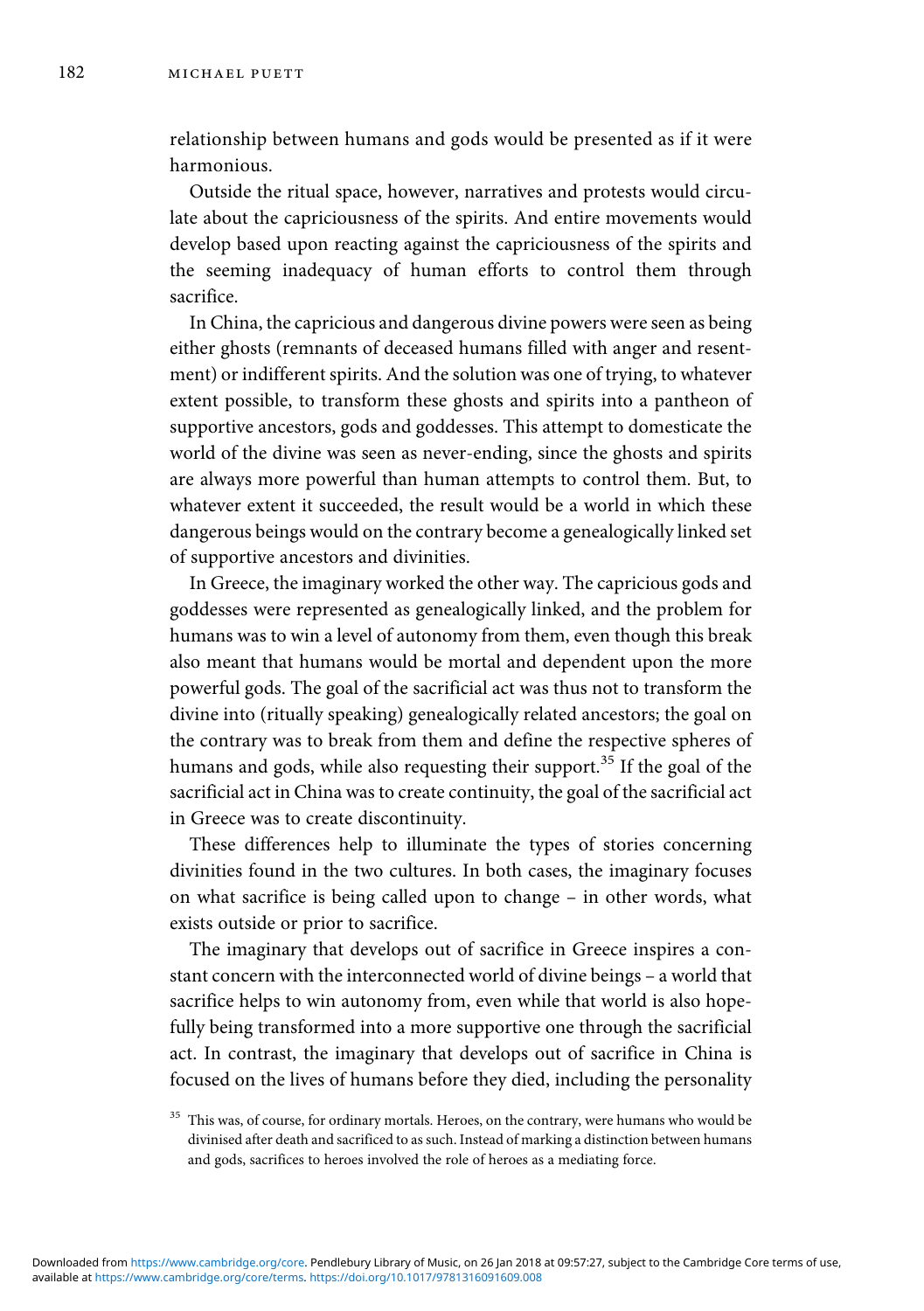relationship between humans and gods would be presented as if it were harmonious.

Outside the ritual space, however, narratives and protests would circulate about the capriciousness of the spirits. And entire movements would develop based upon reacting against the capriciousness of the spirits and the seeming inadequacy of human efforts to control them through sacrifice.

In China, the capricious and dangerous divine powers were seen as being either ghosts (remnants of deceased humans filled with anger and resentment) or indifferent spirits. And the solution was one of trying, to whatever extent possible, to transform these ghosts and spirits into a pantheon of supportive ancestors, gods and goddesses. This attempt to domesticate the world of the divine was seen as never-ending, since the ghosts and spirits are always more powerful than human attempts to control them. But, to whatever extent it succeeded, the result would be a world in which these dangerous beings would on the contrary become a genealogically linked set of supportive ancestors and divinities.

In Greece, the imaginary worked the other way. The capricious gods and goddesses were represented as genealogically linked, and the problem for humans was to win a level of autonomy from them, even though this break also meant that humans would be mortal and dependent upon the more powerful gods. The goal of the sacrificial act was thus not to transform the divine into (ritually speaking) genealogically related ancestors; the goal on the contrary was to break from them and define the respective spheres of humans and gods, while also requesting their support.[35] If the goal of the sacrificial act in China was to create continuity, the goal of the sacrificial act in Greece was to create discontinuity.

These differences help to illuminate the types of stories concerning divinities found in the two cultures. In both cases, the imaginary focuses on what sacrifice is being called upon to change – in other words, what exists outside or prior to sacrifice.

The imaginary that develops out of sacrifice in Greece inspires a constant concern with the interconnected world of divine beings – a world that sacrifice helps to win autonomy from, even while that world is also hopefully being transformed into a more supportive one through the sacrificial act. In contrast, the imaginary that develops out of sacrifice in China is focused on the lives of humans before they died, including the personality

[35] This was, of course, for ordinary mortals. Heroes, on the contrary, were humans who would be divinised after death and sacrificed to as such. Instead of marking a distinction between humans and gods, sacrifices to heroes involved the role of heroes as a mediating force.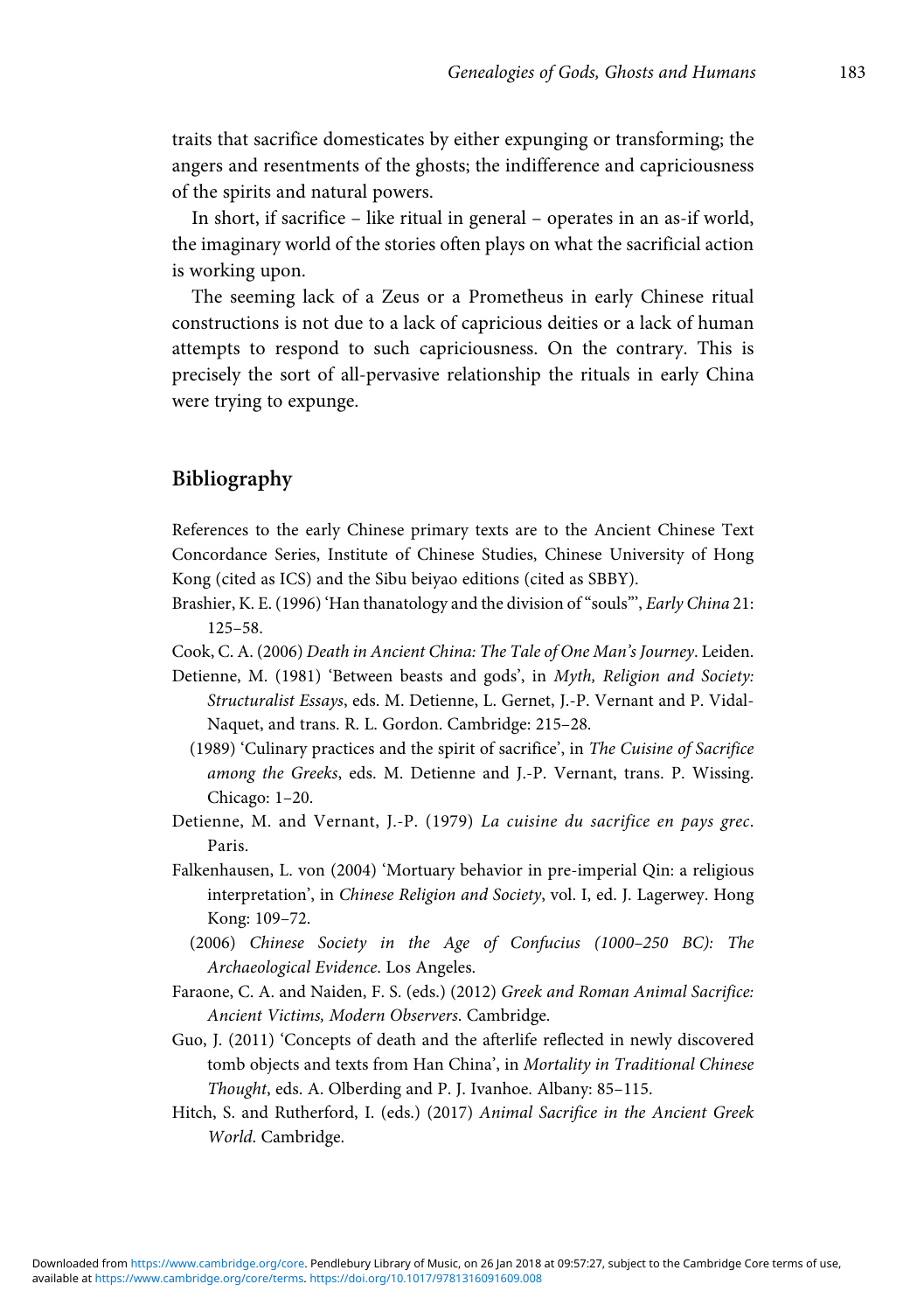traits that sacrifice domesticates by either expunging or transforming; the angers and resentments of the ghosts; the indifference and capriciousness of the spirits and natural powers.

In short, if sacrifice – like ritual in general – operates in an as-if world, the imaginary world of the stories often plays on what the sacrificial action is working upon.

The seeming lack of a Zeus or a Prometheus in early Chinese ritual constructions is not due to a lack of capricious deities or a lack of human attempts to respond to such capriciousness. On the contrary. This is precisely the sort of all-pervasive relationship the rituals in early China were trying to expunge.

## Bibliography

References to the early Chinese primary texts are to the Ancient Chinese Text Concordance Series, Institute of Chinese Studies, Chinese University of Hong Kong (cited as ICS) and the Sibu beiyao editions (cited as SBBY).

Brashier, K. E. (1996) 'Han thanatology and the division of "souls"', *Early China* 21: 125–58.

Cook, C. A. (2006) *Death in Ancient China: The Tale of One Man's Journey*. Leiden.

Detienne, M. (1981) 'Between beasts and gods', in *Myth, Religion and Society: Structuralist Essays*, eds. M. Detienne, L. Gernet, J.-P. Vernant and P. Vidal-Naquet, and trans. R. L. Gordon. Cambridge: 215–28.

(1989) 'Culinary practices and the spirit of sacrifice', in *The Cuisine of Sacrifice among the Greeks*, eds. M. Detienne and J.-P. Vernant, trans. P. Wissing. Chicago: 1–20.

Detienne, M. and Vernant, J.-P. (1979) *La cuisine du sacrifice en pays grec*. Paris.

Falkenhausen, L. von (2004) 'Mortuary behavior in pre-imperial Qin: a religious interpretation', in *Chinese Religion and Society*, vol. I, ed. J. Lagerwey. Hong Kong: 109–72.

(2006) *Chinese Society in the Age of Confucius (1000–250 BC): The Archaeological Evidence*. Los Angeles.

Faraone, C. A. and Naiden, F. S. (eds.) (2012) *Greek and Roman Animal Sacrifice: Ancient Victims, Modern Observers*. Cambridge.

Guo, J. (2011) 'Concepts of death and the afterlife reflected in newly discovered tomb objects and texts from Han China', in *Mortality in Traditional Chinese Thought*, eds. A. Olberding and P. J. Ivanhoe. Albany: 85–115.

Hitch, S. and Rutherford, I. (eds.) (2017) *Animal Sacrifice in the Ancient Greek World*. Cambridge.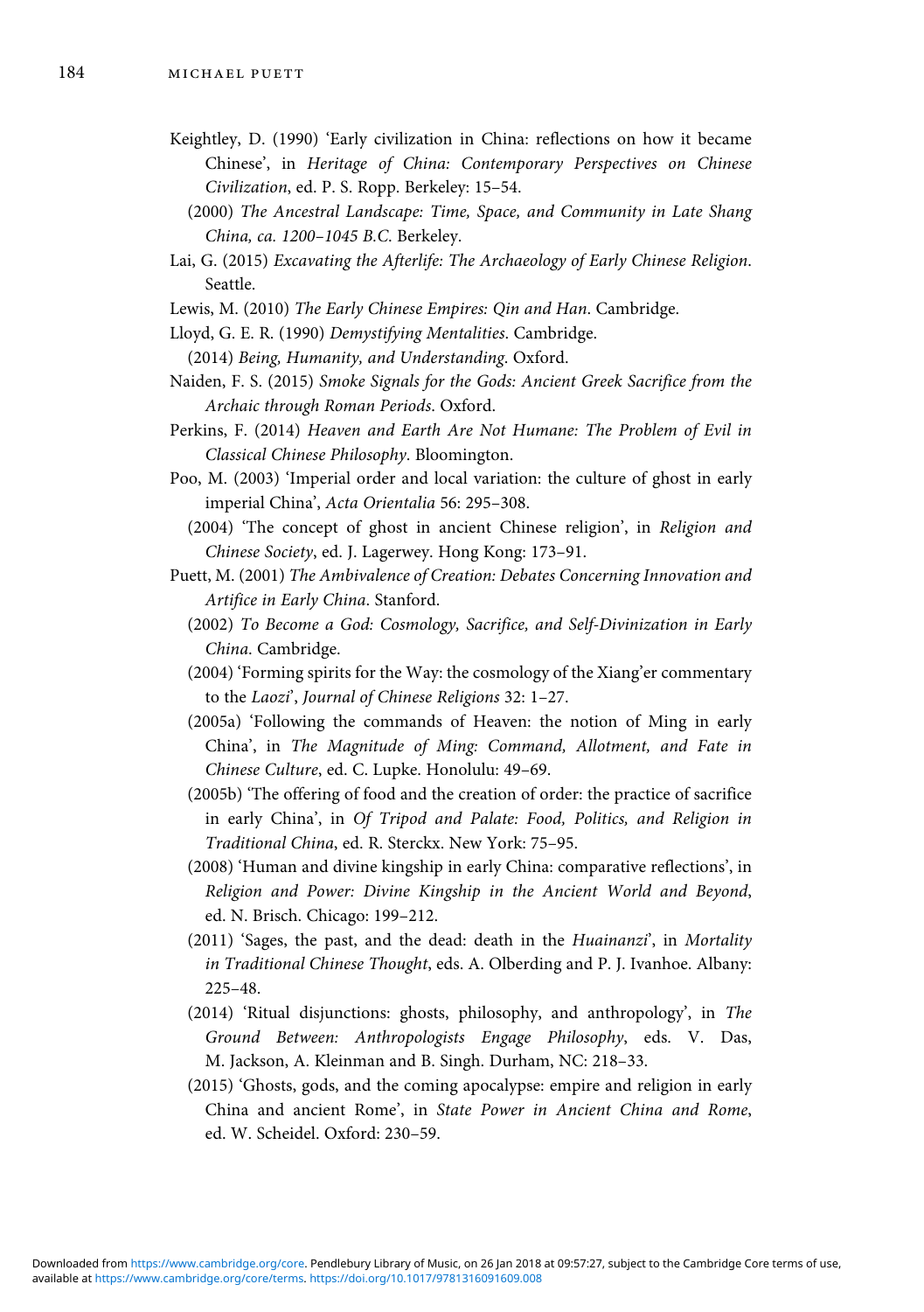Keightley, D. (1990) 'Early civilization in China: reflections on how it became Chinese', in *Heritage of China: Contemporary Perspectives on Chinese Civilization*, ed. P. S. Ropp. Berkeley: 15–54.

(2000) *The Ancestral Landscape: Time, Space, and Community in Late Shang China, ca. 1200–1045 B.C.* Berkeley.

Lai, G. (2015) *Excavating the Afterlife: The Archaeology of Early Chinese Religion*. Seattle.

Lewis, M. (2010) *The Early Chinese Empires: Qin and Han*. Cambridge.

Lloyd, G. E. R. (1990) *Demystifying Mentalities*. Cambridge.

(2014) *Being, Humanity, and Understanding*. Oxford.

Naiden, F. S. (2015) *Smoke Signals for the Gods: Ancient Greek Sacrifice from the Archaic through Roman Periods*. Oxford.

Perkins, F. (2014) *Heaven and Earth Are Not Humane: The Problem of Evil in Classical Chinese Philosophy*. Bloomington.

Poo, M. (2003) 'Imperial order and local variation: the culture of ghost in early imperial China', *Acta Orientalia* 56: 295–308.

(2004) 'The concept of ghost in ancient Chinese religion', in *Religion and Chinese Society*, ed. J. Lagerwey. Hong Kong: 173–91.

Puett, M. (2001) *The Ambivalence of Creation: Debates Concerning Innovation and Artifice in Early China*. Stanford.

(2002) *To Become a God: Cosmology, Sacrifice, and Self-Divinization in Early China*. Cambridge.

(2004) 'Forming spirits for the Way: the cosmology of the Xiang'er commentary to the *Laozi*', *Journal of Chinese Religions* 32: 1–27.

(2005a) 'Following the commands of Heaven: the notion of Ming in early China', in *The Magnitude of Ming: Command, Allotment, and Fate in Chinese Culture*, ed. C. Lupke. Honolulu: 49–69.

(2005b) 'The offering of food and the creation of order: the practice of sacrifice in early China', in *Of Tripod and Palate: Food, Politics, and Religion in Traditional China*, ed. R. Sterckx. New York: 75–95.

(2008) 'Human and divine kingship in early China: comparative reflections', in *Religion and Power: Divine Kingship in the Ancient World and Beyond*, ed. N. Brisch. Chicago: 199–212.

(2011) 'Sages, the past, and the dead: death in the *Huainanzi*', in *Mortality in Traditional Chinese Thought*, eds. A. Olberding and P. J. Ivanhoe. Albany: 225–48.

(2014) 'Ritual disjunctions: ghosts, philosophy, and anthropology', in *The Ground Between: Anthropologists Engage Philosophy*, eds. V. Das, M. Jackson, A. Kleinman and B. Singh. Durham, NC: 218–33.

(2015) 'Ghosts, gods, and the coming apocalypse: empire and religion in early China and ancient Rome', in *State Power in Ancient China and Rome*, ed. W. Scheidel. Oxford: 230–59.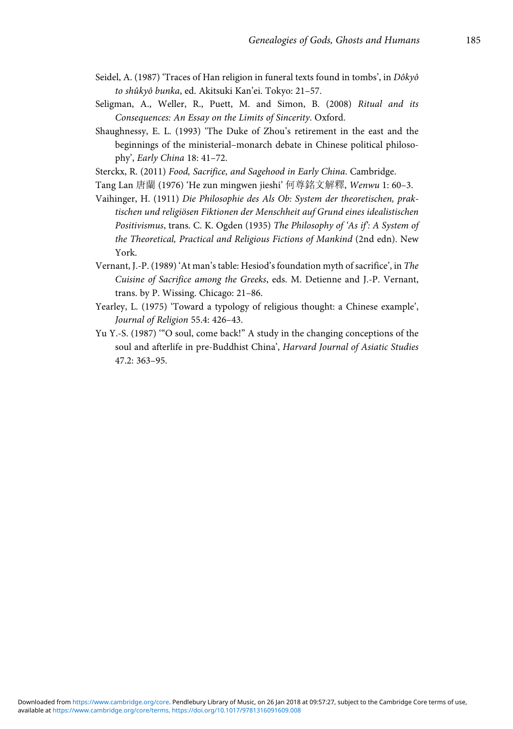Seidel, A. (1987) 'Traces of Han religion in funeral texts found in tombs', in *Dôkyô to shûkyô bunka*, ed. Akitsuki Kan'ei. Tokyo: 21–57.

Seligman, A., Weller, R., Puett, M. and Simon, B. (2008) *Ritual and its Consequences: An Essay on the Limits of Sincerity*. Oxford.

Shaughnessy, E. L. (1993) 'The Duke of Zhou's retirement in the east and the beginnings of the ministerial–monarch debate in Chinese political philosophy', *Early China* 18: 41–72.

Sterckx, R. (2011) *Food, Sacrifice, and Sagehood in Early China*. Cambridge.

Tang Lan 唐蘭 (1976) 'He zun mingwen jieshi' 何尊銘文解釋, *Wenwu* 1: 60–3.

Vaihinger, H. (1911) *Die Philosophie des Als Ob: System der theoretischen, praktischen und religiösen Fiktionen der Menschheit auf Grund eines idealistischen Positivismus*, trans. C. K. Ogden (1935) *The Philosophy of 'As if': A System of the Theoretical, Practical and Religious Fictions of Mankind* (2nd edn). New York.

Vernant, J.-P. (1989) 'At man's table: Hesiod's foundation myth of sacrifice', in *The Cuisine of Sacrifice among the Greeks*, eds. M. Detienne and J.-P. Vernant, trans. by P. Wissing. Chicago: 21–86.

Yearley, L. (1975) 'Toward a typology of religious thought: a Chinese example', *Journal of Religion* 55.4: 426–43.

Yu Y.-S. (1987) '"O soul, come back!" A study in the changing conceptions of the soul and afterlife in pre-Buddhist China', *Harvard Journal of Asiatic Studies* 47.2: 363–95.